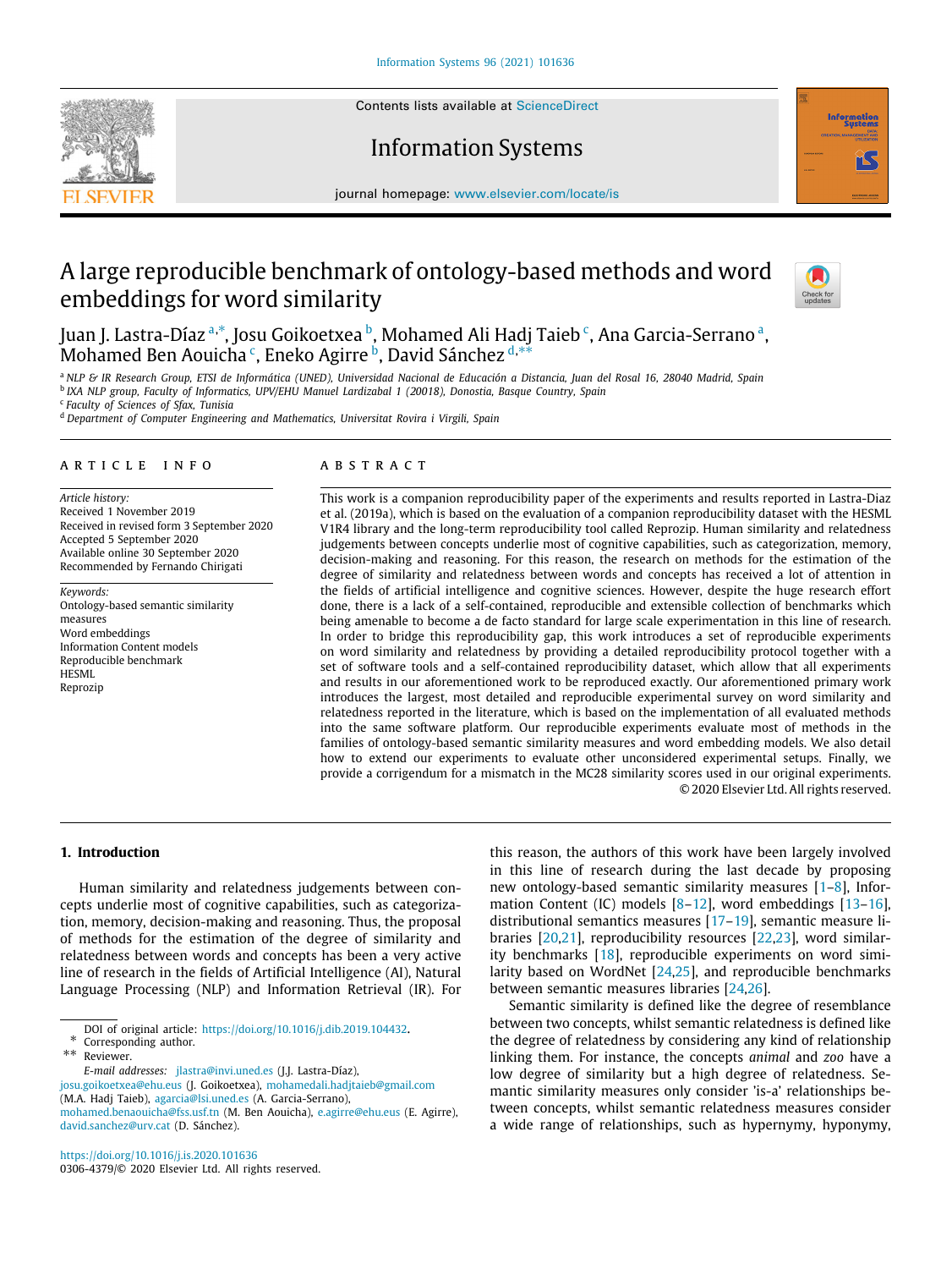# A large reproducible benchmark of ontology-based methods and word embeddings for word similarity

Juan J. Lastra-Díaz [a,*], Josu Goikoetxea [b], Mohamed Ali Hadj Taieb [c], Ana Garcia-Serrano [a], Mohamed Ben Aouicha [c], Eneko Agirre [b], David Sánchez [d,**]

[a] NLP & IR Research Group, ETSI de Informática (UNED), Universidad Nacional de Educación a Distancia, Juan del Rosal 16, 28040 Madrid, Spain
[b] IXA NLP group, Faculty of Informatics, UPV/EHU Manuel Lardizabal 1 (20018), Donostia, Basque Country, Spain
[c] Faculty of Sciences of Sfax, Tunisia
[d] Department of Computer Engineering and Mathematics, Universitat Rovira i Virgili, Spain

## ARTICLE INFO

*Article history:*
Received 1 November 2019
Received in revised form 3 September 2020
Accepted 5 September 2020
Available online 30 September 2020
Recommended by Fernando Chirigati

*Keywords:*
Ontology-based semantic similarity measures
Word embeddings
Information Content models
Reproducible benchmark
HESML
Reprozip

## ABSTRACT

This work is a companion reproducibility paper of the experiments and results reported in Lastra-Diaz et al. (2019a), which is based on the evaluation of a companion reproducibility dataset with the HESML V1R4 library and the long-term reproducibility tool called Reprozip. Human similarity and relatedness judgements between concepts underlie most of cognitive capabilities, such as categorization, memory, decision-making and reasoning. For this reason, the research on methods for the estimation of the degree of similarity and relatedness between words and concepts has received a lot of attention in the fields of artificial intelligence and cognitive sciences. However, despite the huge research effort done, there is a lack of a self-contained, reproducible and extensible collection of benchmarks which being amenable to become a de facto standard for large scale experimentation in this line of research. In order to bridge this reproducibility gap, this work introduces a set of reproducible experiments on word similarity and relatedness by providing a detailed reproducibility protocol together with a set of software tools and a self-contained reproducibility dataset, which allow that all experiments and results in our aforementioned work to be reproduced exactly. Our aforementioned primary work introduces the largest, most detailed and reproducible experimental survey on word similarity and relatedness reported in the literature, which is based on the implementation of all evaluated methods into the same software platform. Our reproducible experiments evaluate most of methods in the families of ontology-based semantic similarity measures and word embedding models. We also detail how to extend our experiments to evaluate other unconsidered experimental setups. Finally, we provide a corrigendum for a mismatch in the MC28 similarity scores used in our original experiments.

© 2020 Elsevier Ltd. All rights reserved.

## 1. Introduction

Human similarity and relatedness judgements between concepts underlie most of cognitive capabilities, such as categorization, memory, decision-making and reasoning. Thus, the proposal of methods for the estimation of the degree of similarity and relatedness between words and concepts has been a very active line of research in the fields of Artificial Intelligence (AI), Natural Language Processing (NLP) and Information Retrieval (IR). For this reason, the authors of this work have been largely involved in this line of research during the last decade by proposing new ontology-based semantic similarity measures [1–8], Information Content (IC) models [8–12], word embeddings [13–16], distributional semantics measures [17–19], semantic measure libraries [20,21], reproducibility resources [22,23], word similarity benchmarks [18], reproducible experiments on word similarity based on WordNet [24,25], and reproducible benchmarks between semantic measures libraries [24,26].

Semantic similarity is defined like the degree of resemblance between two concepts, whilst semantic relatedness is defined like the degree of relatedness by considering any kind of relationship linking them. For instance, the concepts *animal* and *zoo* have a low degree of similarity but a high degree of relatedness. Semantic similarity measures only consider 'is-a' relationships between concepts, whilst semantic relatedness measures consider a wide range of relationships, such as hypernymy, hyponymy,

DOI of original article: https://doi.org/10.1016/j.dib.2019.104432.
\* Corresponding author.
\** Reviewer.
*E-mail addresses:* jlastra@invi.uned.es (J.J. Lastra-Díaz), josu.goikoetxea@ehu.eus (J. Goikoetxea), mohamedali.hadjtaieb@gmail.com (M.A. Hadj Taieb), agarcia@lsi.uned.es (A. Garcia-Serrano), mohamed.benaouicha@fss.usf.tn (M. Ben Aouicha), e.agirre@ehu.eus (E. Agirre), david.sanchez@urv.cat (D. Sánchez).

https://doi.org/10.1016/j.is.2020.101636
0306-4379/© 2020 Elsevier Ltd. All rights reserved.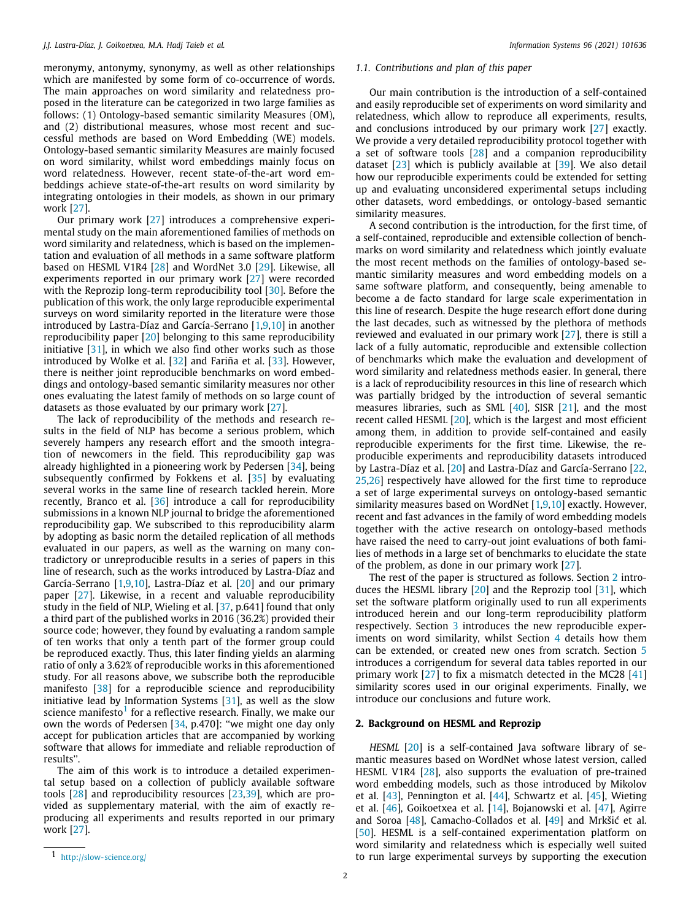meronymy, antonymy, synonymy, as well as other relationships which are manifested by some form of co-occurrence of words. The main approaches on word similarity and relatedness proposed in the literature can be categorized in two large families as follows: (1) Ontology-based semantic similarity Measures (OM), and (2) distributional measures, whose most recent and successful methods are based on Word Embedding (WE) models. Ontology-based semantic similarity Measures are mainly focused on word similarity, whilst word embeddings mainly focus on word relatedness. However, recent state-of-the-art word embeddings achieve state-of-the-art results on word similarity by integrating ontologies in their models, as shown in our primary work [27].

Our primary work [27] introduces a comprehensive experimental study on the main aforementioned families of methods on word similarity and relatedness, which is based on the implementation and evaluation of all methods in a same software platform based on HESML V1R4 [28] and WordNet 3.0 [29]. Likewise, all experiments reported in our primary work [27] were recorded with the Reprozip long-term reproducibility tool [30]. Before the publication of this work, the only large reproducible experimental surveys on word similarity reported in the literature were those introduced by Lastra-Díaz and García-Serrano [1,9,10] in another reproducibility paper [20] belonging to this same reproducibility initiative [31], in which we also find other works such as those introduced by Wolke et al. [32] and Fariña et al. [33]. However, there is neither joint reproducible benchmarks on word embeddings and ontology-based semantic similarity measures nor other ones evaluating the latest family of methods on so large count of datasets as those evaluated by our primary work [27].

The lack of reproducibility of the methods and research results in the field of NLP has become a serious problem, which severely hampers any research effort and the smooth integration of newcomers in the field. This reproducibility gap was already highlighted in a pioneering work by Pedersen [34], being subsequently confirmed by Fokkens et al. [35] by evaluating several works in the same line of research tackled herein. More recently, Branco et al. [36] introduce a call for reproducibility submissions in a known NLP journal to bridge the aforementioned reproducibility gap. We subscribed to this reproducibility alarm by adopting as basic norm the detailed replication of all methods evaluated in our papers, as well as the warning on many contradictory or unreproducible results in a series of papers in this line of research, such as the works introduced by Lastra-Díaz and García-Serrano [1,9,10], Lastra-Díaz et al. [20] and our primary paper [27]. Likewise, in a recent and valuable reproducibility study in the field of NLP, Wieling et al. [37, p.641] found that only a third part of the published works in 2016 (36.2%) provided their source code; however, they found by evaluating a random sample of ten works that only a tenth part of the former group could be reproduced exactly. Thus, this later finding yields an alarming ratio of only a 3.62% of reproducible works in this aforementioned study. For all reasons above, we subscribe both the reproducible manifesto [38] for a reproducible science and reproducibility initiative lead by Information Systems [31], as well as the slow science manifesto[1] for a reflective research. Finally, we make our own the words of Pedersen [34, p.470]: "we might one day only accept for publication articles that are accompanied by working software that allows for immediate and reliable reproduction of results".

The aim of this work is to introduce a detailed experimental setup based on a collection of publicly available software tools [28] and reproducibility resources [23,39], which are provided as supplementary material, with the aim of exactly reproducing all experiments and results reported in our primary work [27].

[1] http://slow-science.org/

### 1.1. Contributions and plan of this paper

Our main contribution is the introduction of a self-contained and easily reproducible set of experiments on word similarity and relatedness, which allow to reproduce all experiments, results, and conclusions introduced by our primary work [27] exactly. We provide a very detailed reproducibility protocol together with a set of software tools [28] and a companion reproducibility dataset [23] which is publicly available at [39]. We also detail how our reproducible experiments could be extended for setting up and evaluating unconsidered experimental setups including other datasets, word embeddings, or ontology-based semantic similarity measures.

A second contribution is the introduction, for the first time, of a self-contained, reproducible and extensible collection of benchmarks on word similarity and relatedness which jointly evaluate the most recent methods on the families of ontology-based semantic similarity measures and word embedding models on a same software platform, and consequently, being amenable to become a de facto standard for large scale experimentation in this line of research. Despite the huge research effort done during the last decades, such as witnessed by the plethora of methods reviewed and evaluated in our primary work [27], there is still a lack of a fully automatic, reproducible and extensible collection of benchmarks which make the evaluation and development of word similarity and relatedness methods easier. In general, there is a lack of reproducibility resources in this line of research which was partially bridged by the introduction of several semantic measures libraries, such as SML [40], SISR [21], and the most recent called HESML [20], which is the largest and most efficient among them, in addition to provide self-contained and easily reproducible experiments for the first time. Likewise, the reproducible experiments and reproducibility datasets introduced by Lastra-Díaz et al. [20] and Lastra-Díaz and García-Serrano [22,25,26] respectively have allowed for the first time to reproduce a set of large experimental surveys on ontology-based semantic similarity measures based on WordNet [1,9,10] exactly. However, recent and fast advances in the family of word embedding models together with the active research on ontology-based methods have raised the need to carry-out joint evaluations of both families of methods in a large set of benchmarks to elucidate the state of the problem, as done in our primary work [27].

The rest of the paper is structured as follows. Section 2 introduces the HESML library [20] and the Reprozip tool [31], which set the software platform originally used to run all experiments introduced herein and our long-term reproducibility platform respectively. Section 3 introduces the new reproducible experiments on word similarity, whilst Section 4 details how them can be extended, or created new ones from scratch. Section 5 introduces a corrigendum for several data tables reported in our primary work [27] to fix a mismatch detected in the MC28 [41] similarity scores used in our original experiments. Finally, we introduce our conclusions and future work.

## 2. Background on HESML and Reprozip

*HESML* [20] is a self-contained Java software library of semantic measures based on WordNet whose latest version, called HESML V1R4 [28], also supports the evaluation of pre-trained word embedding models, such as those introduced by Mikolov et al. [43], Pennington et al. [44], Schwartz et al. [45], Wieting et al. [46], Goikoetxea et al. [14], Bojanowski et al. [47], Agirre and Soroa [48], Camacho-Collados et al. [49] and Mrkšić et al. [50]. HESML is a self-contained experimentation platform on word similarity and relatedness which is especially well suited to run large experimental surveys by supporting the execution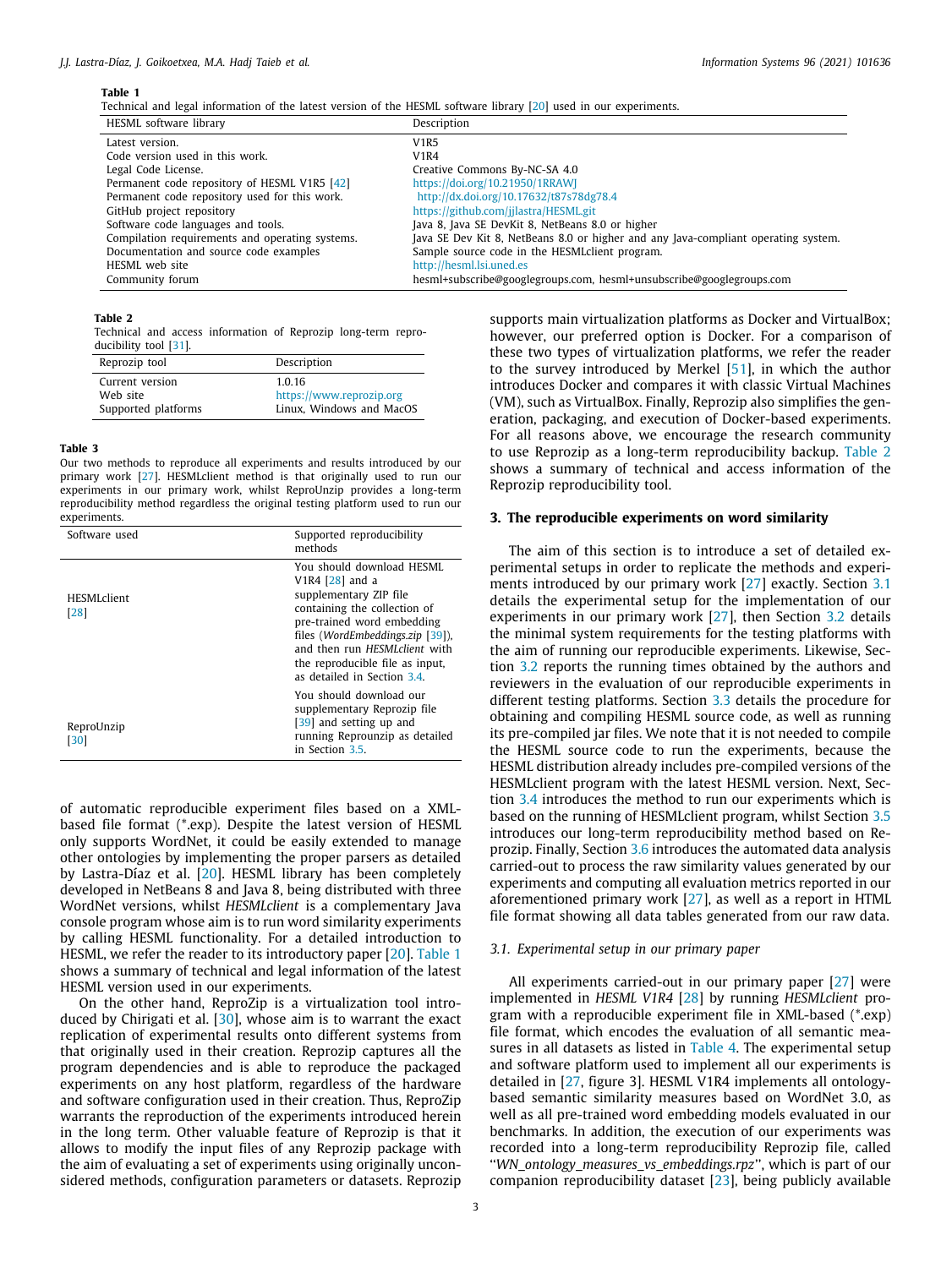**Table 1**
Technical and legal information of the latest version of the HESML software library [20] used in our experiments.

| HESML software library | Description |
|---|---|
| Latest version. | V1R5 |
| Code version used in this work. | V1R4 |
| Legal Code License. | Creative Commons By-NC-SA 4.0 |
| Permanent code repository of HESML V1R5 [42] | https://doi.org/10.21950/1RRAWJ |
| Permanent code repository used for this work. | http://dx.doi.org/10.17632/t87s78dg78.4 |
| GitHub project repository | https://github.com/jjlastra/HESML.git |
| Software code languages and tools. | Java 8, Java SE DevKit 8, NetBeans 8.0 or higher |
| Compilation requirements and operating systems. | Java SE Dev Kit 8, NetBeans 8.0 or higher and any Java-compliant operating system. |
| Documentation and source code examples | Sample source code in the HESMLclient program. |
| HESML web site | http://hesml.lsi.uned.es |
| Community forum | hesml+subscribe@googlegroups.com, hesml+unsubscribe@googlegroups.com |

**Table 2**
Technical and access information of Reprozip long-term reproducibility tool [31].

| Reprozip tool | Description |
|---|---|
| Current version | 1.0.16 |
| Web site | https://www.reprozip.org |
| Supported platforms | Linux, Windows and MacOS |

**Table 3**
Our two methods to reproduce all experiments and results introduced by our primary work [27]. HESMLclient method is that originally used to run our experiments in our primary work, whilst ReproUnzip provides a long-term reproducibility method regardless the original testing platform used to run our experiments.

| Software used | Supported reproducibility methods |
|---|---|
| HESMLclient [28] | You should download HESML V1R4 [28] and a supplementary ZIP file containing the collection of pre-trained word embedding files (*WordEmbeddings.zip* [39]), and then run *HESMLclient* with the reproducible file as input, as detailed in Section 3.4. |
| ReproUnzip [30] | You should download our supplementary Reprozip file [39] and setting up and running Reprounzip as detailed in Section 3.5. |

of automatic reproducible experiment files based on a XML-based file format (*.exp). Despite the latest version of HESML only supports WordNet, it could be easily extended to manage other ontologies by implementing the proper parsers as detailed by Lastra-Díaz et al. [20]. HESML library has been completely developed in NetBeans 8 and Java 8, being distributed with three WordNet versions, whilst *HESMLclient* is a complementary Java console program whose aim is to run word similarity experiments by calling HESML functionality. For a detailed introduction to HESML, we refer the reader to its introductory paper [20]. Table 1 shows a summary of technical and legal information of the latest HESML version used in our experiments.

On the other hand, ReproZip is a virtualization tool introduced by Chirigati et al. [30], whose aim is to warrant the exact replication of experimental results onto different systems from that originally used in their creation. Reprozip captures all the program dependencies and is able to reproduce the packaged experiments on any host platform, regardless of the hardware and software configuration used in their creation. Thus, ReproZip warrants the reproduction of the experiments introduced herein in the long term. Other valuable feature of Reprozip is that it allows to modify the input files of any Reprozip package with the aim of evaluating a set of experiments using originally unconsidered methods, configuration parameters or datasets. Reprozip supports main virtualization platforms as Docker and VirtualBox; however, our preferred option is Docker. For a comparison of these two types of virtualization platforms, we refer the reader to the survey introduced by Merkel [51], in which the author introduces Docker and compares it with classic Virtual Machines (VM), such as VirtualBox. Finally, Reprozip also simplifies the generation, packaging, and execution of Docker-based experiments. For all reasons above, we encourage the research community to use Reprozip as a long-term reproducibility backup. Table 2 shows a summary of technical and access information of the Reprozip reproducibility tool.

## 3. The reproducible experiments on word similarity

The aim of this section is to introduce a set of detailed experimental setups in order to replicate the methods and experiments introduced by our primary work [27] exactly. Section 3.1 details the experimental setup for the implementation of our experiments in our primary work [27], then Section 3.2 details the minimal system requirements for the testing platforms with the aim of running our reproducible experiments. Likewise, Section 3.2 reports the running times obtained by the authors and reviewers in the evaluation of our reproducible experiments in different testing platforms. Section 3.3 details the procedure for obtaining and compiling HESML source code, as well as running its pre-compiled jar files. We note that it is not needed to compile the HESML source code to run the experiments, because the HESML distribution already includes pre-compiled versions of the HESMLclient program with the latest HESML version. Next, Section 3.4 introduces the method to run our experiments which is based on the running of HESMLclient program, whilst Section 3.5 introduces our long-term reproducibility method based on Reprozip. Finally, Section 3.6 introduces the automated data analysis carried-out to process the raw similarity values generated by our experiments and computing all evaluation metrics reported in our aforementioned primary work [27], as well as a report in HTML file format showing all data tables generated from our raw data.

### 3.1. Experimental setup in our primary paper

All experiments carried-out in our primary paper [27] were implemented in *HESML V1R4* [28] by running *HESMLclient* program with a reproducible experiment file in XML-based (*.exp) file format, which encodes the evaluation of all semantic measures in all datasets as listed in Table 4. The experimental setup and software platform used to implement all our experiments is detailed in [27, figure 3]. HESML V1R4 implements all ontology-based semantic similarity measures based on WordNet 3.0, as well as all pre-trained word embedding models evaluated in our benchmarks. In addition, the execution of our experiments was recorded into a long-term reproducibility Reprozip file, called "*WN_ontology_measures_vs_embeddings.rpz*", which is part of our companion reproducibility dataset [23], being publicly available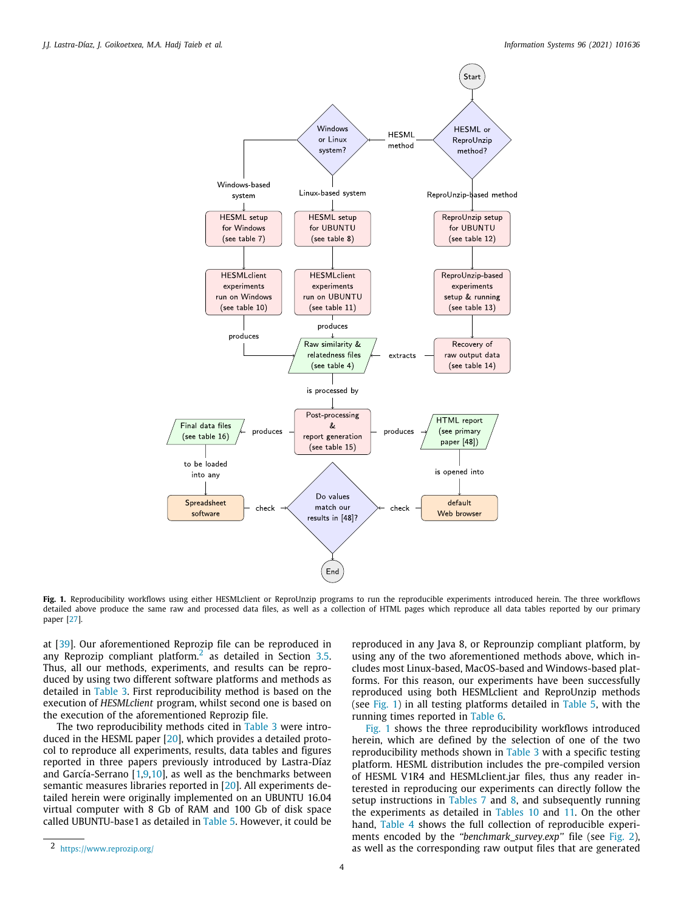**Fig. 1.** Reproducibility workflows using either HESMLclient or ReproUnzip programs to run the reproducible experiments introduced herein. The three workflows detailed above produce the same raw and processed data files, as well as a collection of HTML pages which reproduce all data tables reported by our primary paper [27].

at [39]. Our aforementioned Reprozip file can be reproduced in any Reprozip compliant platform.[2] as detailed in Section 3.5. Thus, all our methods, experiments, and results can be reproduced by using two different software platforms and methods as detailed in Table 3. First reproducibility method is based on the execution of *HESMLclient* program, whilst second one is based on the execution of the aforementioned Reprozip file.

The two reproducibility methods cited in Table 3 were introduced in the HESML paper [20], which provides a detailed protocol to reproduce all experiments, results, data tables and figures reported in three papers previously introduced by Lastra-Díaz and García-Serrano [1,9,10], as well as the benchmarks between semantic measures libraries reported in [20]. All experiments detailed herein were originally implemented on an UBUNTU 16.04 virtual computer with 8 Gb of RAM and 100 Gb of disk space called UBUNTU-base1 as detailed in Table 5. However, it could be reproduced in any Java 8, or Reprounzip compliant platform, by using any of the two aforementioned methods above, which includes most Linux-based, MacOS-based and Windows-based platforms. For this reason, our experiments have been successfully reproduced using both HESMLclient and ReproUnzip methods (see Fig. 1) in all testing platforms detailed in Table 5, with the running times reported in Table 6.

Fig. 1 shows the three reproducibility workflows introduced herein, which are defined by the selection of one of the two reproducibility methods shown in Table 3 with a specific testing platform. HESML distribution includes the pre-compiled version of HESML V1R4 and HESMLclient.jar files, thus any reader interested in reproducing our experiments can directly follow the setup instructions in Tables 7 and 8, and subsequently running the experiments as detailed in Tables 10 and 11. On the other hand, Table 4 shows the full collection of reproducible experiments encoded by the *"benchmark_survey.exp"* file (see Fig. 2), as well as the corresponding raw output files that are generated

[2] https://www.reprozip.org/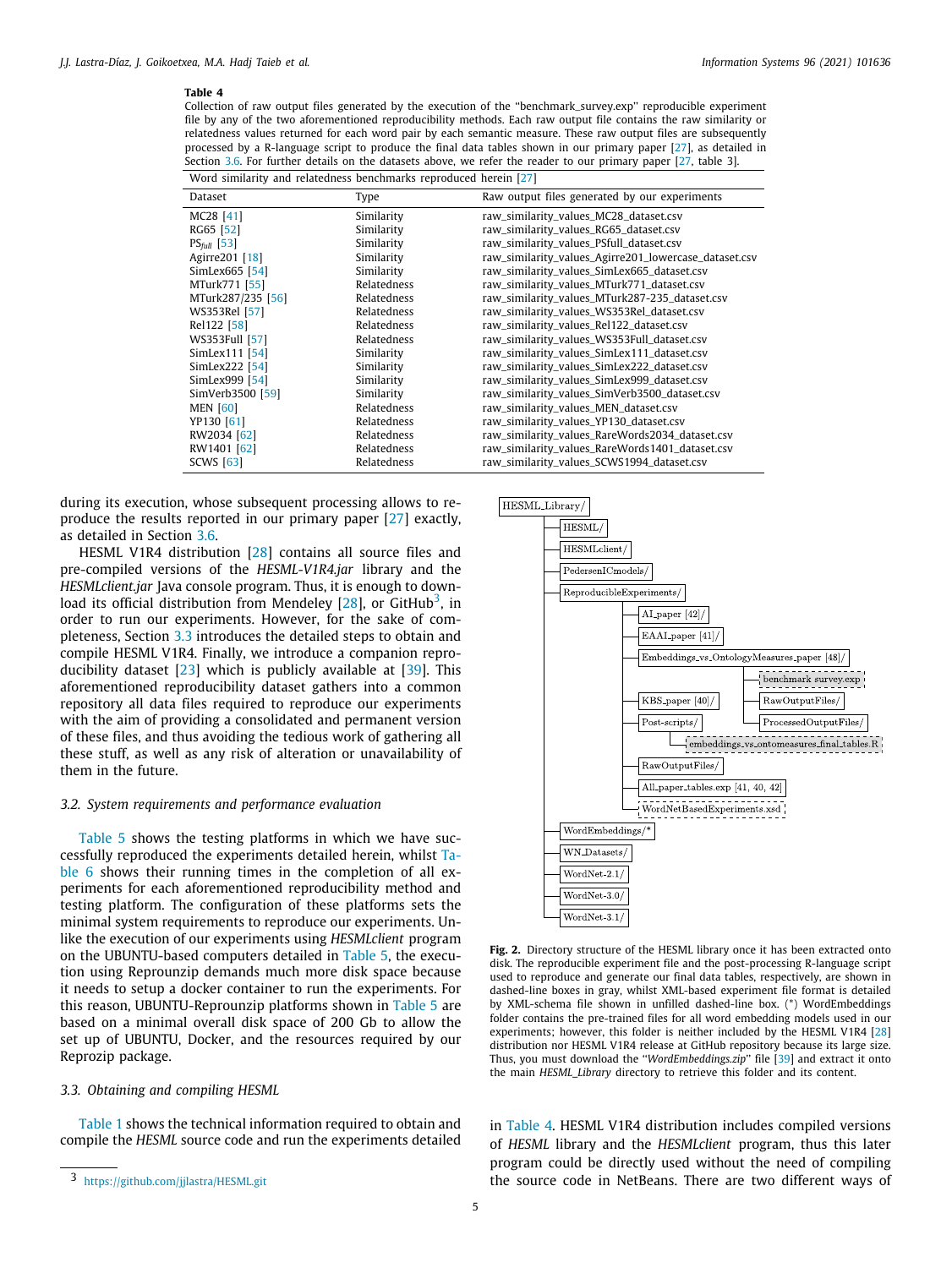**Table 4**
Collection of raw output files generated by the execution of the "benchmark_survey.exp" reproducible experiment file by any of the two aforementioned reproducibility methods. Each raw output file contains the raw similarity or relatedness values returned for each word pair by each semantic measure. These raw output files are subsequently processed by a R-language script to produce the final data tables shown in our primary paper [27], as detailed in Section 3.6. For further details on the datasets above, we refer the reader to our primary paper [27, table 3].

| Word similarity and relatedness benchmarks reproduced herein [27] | | |
|---|---|---|
| Dataset | Type | Raw output files generated by our experiments |
| MC28 [41] | Similarity | raw_similarity_values_MC28_dataset.csv |
| RG65 [52] | Similarity | raw_similarity_values_RG65_dataset.csv |
| $PS_{full}$ [53] | Similarity | raw_similarity_values_PSfull_dataset.csv |
| Agirre201 [18] | Similarity | raw_similarity_values_Agirre201_lowercase_dataset.csv |
| SimLex665 [54] | Similarity | raw_similarity_values_SimLex665_dataset.csv |
| MTurk771 [55] | Relatedness | raw_similarity_values_MTurk771_dataset.csv |
| MTurk287/235 [56] | Relatedness | raw_similarity_values_MTurk287-235_dataset.csv |
| WS353Rel [57] | Relatedness | raw_similarity_values_WS353Rel_dataset.csv |
| Rel122 [58] | Relatedness | raw_similarity_values_Rel122_dataset.csv |
| WS353Full [57] | Relatedness | raw_similarity_values_WS353Full_dataset.csv |
| SimLex111 [54] | Similarity | raw_similarity_values_SimLex111_dataset.csv |
| SimLex222 [54] | Similarity | raw_similarity_values_SimLex222_dataset.csv |
| SimLex999 [54] | Similarity | raw_similarity_values_SimLex999_dataset.csv |
| SimVerb3500 [59] | Similarity | raw_similarity_values_SimVerb3500_dataset.csv |
| MEN [60] | Relatedness | raw_similarity_values_MEN_dataset.csv |
| YP130 [61] | Relatedness | raw_similarity_values_YP130_dataset.csv |
| RW2034 [62] | Relatedness | raw_similarity_values_RareWords2034_dataset.csv |
| RW1401 [62] | Relatedness | raw_similarity_values_RareWords1401_dataset.csv |
| SCWS [63] | Relatedness | raw_similarity_values_SCWS1994_dataset.csv |

during its execution, whose subsequent processing allows to reproduce the results reported in our primary paper [27] exactly, as detailed in Section 3.6.

HESML V1R4 distribution [28] contains all source files and pre-compiled versions of the *HESML-V1R4.jar* library and the *HESMLclient.jar* Java console program. Thus, it is enough to download its official distribution from Mendeley [28], or GitHub[3], in order to run our experiments. However, for the sake of completeness, Section 3.3 introduces the detailed steps to obtain and compile HESML V1R4. Finally, we introduce a companion reproducibility dataset [23] which is publicly available at [39]. This aforementioned reproducibility dataset gathers into a common repository all data files required to reproduce our experiments with the aim of providing a consolidated and permanent version of these files, and thus avoiding the tedious work of gathering all these stuff, as well as any risk of alteration or unavailability of them in the future.

### 3.2. System requirements and performance evaluation

Table 5 shows the testing platforms in which we have successfully reproduced the experiments detailed herein, whilst Table 6 shows their running times in the completion of all experiments for each aforementioned reproducibility method and testing platform. The configuration of these platforms sets the minimal system requirements to reproduce our experiments. Unlike the execution of our experiments using *HESMLclient* program on the UBUNTU-based computers detailed in Table 5, the execution using Reprounzip demands much more disk space because it needs to setup a docker container to run the experiments. For this reason, UBUNTU-Reprounzip platforms shown in Table 5 are based on a minimal overall disk space of 200 Gb to allow the set up of UBUNTU, Docker, and the resources required by our Reprozip package.

### 3.3. Obtaining and compiling HESML

Table 1 shows the technical information required to obtain and compile the *HESML* source code and run the experiments detailed in Table 4. HESML V1R4 distribution includes compiled versions of *HESML* library and the *HESMLclient* program, thus this later program could be directly used without the need of compiling the source code in NetBeans. There are two different ways of

```
HESML_Library/
├── HESML/
├── HESMLclient/
├── PedersenICmodels/
├── ReproducibleExperiments/
│   ├── AI_paper [42]/
│   ├── EAAI_paper [41]/
│   ├── Embeddings_vs_OntologyMeasures_paper [48]/
│   │   ├── benchmark_survey.exp
│   │   ├── RawOutputFiles/
│   │   └── ProcessedOutputFiles/
│   ├── KBS_paper [40]/
│   ├── Post-scripts/
│   │   └── embeddings_vs_ontomeasures_final_tables.R
│   ├── RawOutputFiles/
│   ├── All_paper_tables.exp [41, 40, 42]
│   └── WordNetBasedExperiments.xsd
├── WordEmbeddings/*
├── WN_Datasets/
├── WordNet-2.1/
├── WordNet-3.0/
└── WordNet-3.1/
```

**Fig. 2.** Directory structure of the HESML library once it has been extracted onto disk. The reproducible experiment file and the post-processing R-language script used to reproduce and generate our final data tables, respectively, are shown in dashed-line boxes in gray, whilst XML-based experiment file format is detailed by XML-schema file shown in unfilled dashed-line box. (*) WordEmbeddings folder contains the pre-trained files for all word embedding models used in our experiments; however, this folder is neither included by the HESML V1R4 [28] distribution nor HESML V1R4 release at GitHub repository because its large size. Thus, you must download the "*WordEmbeddings.zip*" file [39] and extract it onto the main *HESML_Library* directory to retrieve this folder and its content.

[3] https://github.com/jjlastra/HESML.git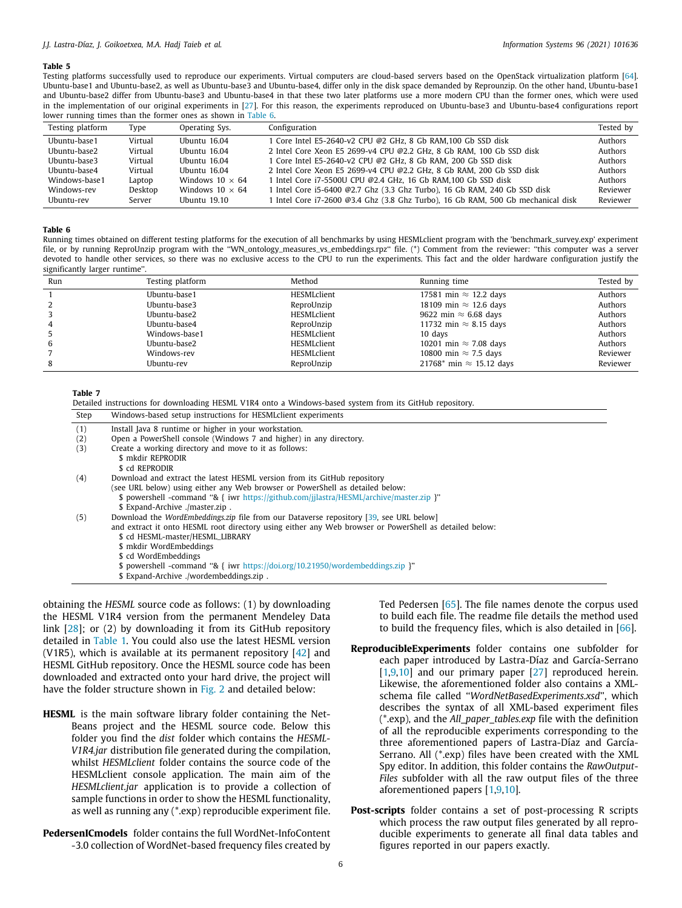**Table 5**
Testing platforms successfully used to reproduce our experiments. Virtual computers are cloud-based servers based on the OpenStack virtualization platform [64]. Ubuntu-base1 and Ubuntu-base2, as well as Ubuntu-base3 and Ubuntu-base4, differ only in the disk space demanded by Reprounzip. On the other hand, Ubuntu-base1 and Ubuntu-base2 differ from Ubuntu-base3 and Ubuntu-base4 in that these two later platforms use a more modern CPU than the former ones, which were used in the implementation of our original experiments in [27]. For this reason, the experiments reproduced on Ubuntu-base3 and Ubuntu-base4 configurations report lower running times than the former ones as shown in Table 6.

| Testing platform | Type | Operating Sys. | Configuration | Tested by |
|---|---|---|---|---|
| Ubuntu-base1 | Virtual | Ubuntu 16.04 | 1 Core Intel E5-2640-v2 CPU @2 GHz, 8 Gb RAM,100 Gb SSD disk | Authors |
| Ubuntu-base2 | Virtual | Ubuntu 16.04 | 2 Intel Core Xeon E5 2699-v4 CPU @2.2 GHz, 8 Gb RAM, 100 Gb SSD disk | Authors |
| Ubuntu-base3 | Virtual | Ubuntu 16.04 | 1 Core Intel E5-2640-v2 CPU @2 GHz, 8 Gb RAM, 200 Gb SSD disk | Authors |
| Ubuntu-base4 | Virtual | Ubuntu 16.04 | 2 Intel Core Xeon E5 2699-v4 CPU @2.2 GHz, 8 Gb RAM, 200 Gb SSD disk | Authors |
| Windows-base1 | Laptop | Windows 10 × 64 | 1 Intel Core i7-5500U CPU @2.4 GHz, 16 Gb RAM,100 Gb SSD disk | Authors |
| Windows-rev | Desktop | Windows 10 × 64 | 1 Intel Core i5-6400 @2.7 Ghz (3.3 Ghz Turbo), 16 Gb RAM, 240 Gb SSD disk | Reviewer |
| Ubuntu-rev | Server | Ubuntu 19.10 | 1 Intel Core i7-2600 @3.4 Ghz (3.8 Ghz Turbo), 16 Gb RAM, 500 Gb mechanical disk | Reviewer |

**Table 6**
Running times obtained on different testing platforms for the execution of all benchmarks by using HESMLclient program with the 'benchmark_survey.exp' experiment file, or by running ReproUnzip program with the "WN_ontology_measures_vs_embeddings.rpz" file. (*) Comment from the reviewer: "this computer was a server devoted to handle other services, so there was no exclusive access to the CPU to run the experiments. This fact and the older hardware configuration justify the significantly larger runtime".

| Run | Testing platform | Method | Running time | Tested by |
|---|---|---|---|---|
| 1 | Ubuntu-base1 | HESMLclient | 17581 min ≈ 12.2 days | Authors |
| 2 | Ubuntu-base3 | ReproUnzip | 18109 min ≈ 12.6 days | Authors |
| 3 | Ubuntu-base2 | HESMLclient | 9622 min ≈ 6.68 days | Authors |
| 4 | Ubuntu-base4 | ReproUnzip | 11732 min ≈ 8.15 days | Authors |
| 5 | Windows-base1 | HESMLclient | 10 days | Authors |
| 6 | Ubuntu-base2 | HESMLclient | 10201 min ≈ 7.08 days | Authors |
| 7 | Windows-rev | HESMLclient | 10800 min ≈ 7.5 days | Reviewer |
| 8 | Ubuntu-rev | ReproUnzip | 21768* min ≈ 15.12 days | Reviewer |

**Table 7**
Detailed instructions for downloading HESML V1R4 onto a Windows-based system from its GitHub repository.

| Step | Windows-based setup instructions for HESMLclient experiments |
|---|---|
| (1) | Install Java 8 runtime or higher in your workstation. |
| (2) | Open a PowerShell console (Windows 7 and higher) in any directory. |
| (3) | Create a working directory and move to it as follows:<br>$ mkdir REPRODIR<br>$ cd REPRODIR |
| (4) | Download and extract the latest HESML version from its GitHub repository (see URL below) using either any Web browser or PowerShell as detailed below:<br>$ powershell -command "& { iwr https://github.com/jjlastra/HESML/archive/master.zip }"<br>$ Expand-Archive ./master.zip . |
| (5) | Download the *WordEmbeddings.zip* file from our Dataverse repository [39, see URL below] and extract it onto HESML root directory using either any Web browser or PowerShell as detailed below:<br>$ cd HESML-master/HESML_LIBRARY<br>$ mkdir WordEmbeddings<br>$ cd WordEmbeddings<br>$ powershell -command "& { iwr https://doi.org/10.21950/wordembeddings.zip }"<br>$ Expand-Archive ./wordembeddings.zip . |

obtaining the *HESML* source code as follows: (1) by downloading the HESML V1R4 version from the permanent Mendeley Data link [28]; or (2) by downloading it from its GitHub repository detailed in Table 1. You could also use the latest HESML version (V1R5), which is available at its permanent repository [42] and HESML GitHub repository. Once the HESML source code has been downloaded and extracted onto your hard drive, the project will have the folder structure shown in Fig. 2 and detailed below:

**HESML** is the main software library folder containing the NetBeans project and the HESML source code. Below this folder you find the *dist* folder which contains the *HESML-V1R4.jar* distribution file generated during the compilation, whilst *HESMLclient* folder contains the source code of the HESMLclient console application. The main aim of the *HESMLclient.jar* application is to provide a collection of sample functions in order to show the HESML functionality, as well as running any (*.exp) reproducible experiment file.

**PedersenICmodels** folder contains the full WordNet-InfoContent-3.0 collection of WordNet-based frequency files created by Ted Pedersen [65]. The file names denote the corpus used to build each file. The readme file details the method used to build the frequency files, which is also detailed in [66].

**ReproducibleExperiments** folder contains one subfolder for each paper introduced by Lastra-Díaz and García-Serrano [1,9,10] and our primary paper [27] reproduced herein. Likewise, the aforementioned folder also contains a XML-schema file called "*WordNetBasedExperiments.xsd*", which describes the syntax of all XML-based experiment files (*.exp), and the *All_paper_tables.exp* file with the definition of all the reproducible experiments corresponding to the three aforementioned papers of Lastra-Díaz and García-Serrano. All (*.exp) files have been created with the XML Spy editor. In addition, this folder contains the *RawOutputFiles* subfolder with all the raw output files of the three aforementioned papers [1,9,10].

**Post-scripts** folder contains a set of post-processing R scripts which process the raw output files generated by all reproducible experiments to generate all final data tables and figures reported in our papers exactly.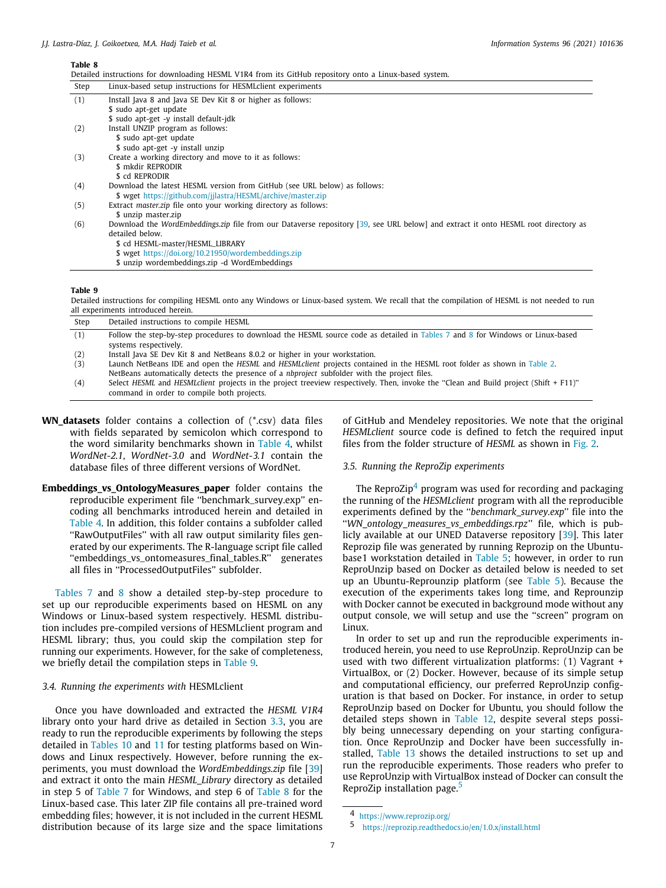**Table 8**
Detailed instructions for downloading HESML V1R4 from its GitHub repository onto a Linux-based system.

| Step | Linux-based setup instructions for HESMLclient experiments |
|---|---|
| (1) | Install Java 8 and Java SE Dev Kit 8 or higher as follows:<br>$ sudo apt-get update<br>$ sudo apt-get -y install default-jdk |
| (2) | Install UNZIP program as follows:<br>$ sudo apt-get update<br>$ sudo apt-get -y install unzip |
| (3) | Create a working directory and move to it as follows:<br>$ mkdir REPRODIR<br>$ cd REPRODIR |
| (4) | Download the latest HESML version from GitHub (see URL below) as follows:<br>$ wget https://github.com/jjlastra/HESML/archive/master.zip |
| (5) | Extract *master.zip* file onto your working directory as follows:<br>$ unzip master.zip |
| (6) | Download the *WordEmbeddings.zip* file from our Dataverse repository [39, see URL below] and extract it onto HESML root directory as detailed below.<br>$ cd HESML-master/HESML_LIBRARY<br>$ wget https://doi.org/10.21950/wordembeddings.zip<br>$ unzip wordembeddings.zip -d WordEmbeddings |

**Table 9**
Detailed instructions for compiling HESML onto any Windows or Linux-based system. We recall that the compilation of HESML is not needed to run all experiments introduced herein.

| Step | Detailed instructions to compile HESML |
|---|---|
| (1) | Follow the step-by-step procedures to download the HESML source code as detailed in Tables 7 and 8 for Windows or Linux-based systems respectively. |
| (2) | Install Java SE Dev Kit 8 and NetBeans 8.0.2 or higher in your workstation. |
| (3) | Launch NetBeans IDE and open the *HESML* and *HESMLclient* projects contained in the HESML root folder as shown in Table 2. NetBeans automatically detects the presence of a *nbproject* subfolder with the project files. |
| (4) | Select *HESML* and *HESMLclient* projects in the project treeview respectively. Then, invoke the "Clean and Build project (Shift + F11)" command in order to compile both projects. |

**WN_datasets** folder contains a collection of (*.csv) data files with fields separated by semicolon which correspond to the word similarity benchmarks shown in Table 4, whilst *WordNet-2.1*, *WordNet-3.0* and *WordNet-3.1* contain the database files of three different versions of WordNet.

**Embeddings_vs_OntologyMeasures_paper** folder contains the reproducible experiment file "benchmark_survey.exp" encoding all benchmarks introduced herein and detailed in Table 4. In addition, this folder contains a subfolder called "RawOutputFiles" with all raw output similarity files generated by our experiments. The R-language script file called "embeddings_vs_ontomeasures_final_tables.R" generates all files in "ProcessedOutputFiles" subfolder.

Tables 7 and 8 show a detailed step-by-step procedure to set up our reproducible experiments based on HESML on any Windows or Linux-based system respectively. HESML distribution includes pre-compiled versions of HESMLclient program and HESML library; thus, you could skip the compilation step for running our experiments. However, for the sake of completeness, we briefly detail the compilation steps in Table 9.

### 3.4. Running the experiments with HESMLclient

Once you have downloaded and extracted the *HESML V1R4* library onto your hard drive as detailed in Section 3.3, you are ready to run the reproducible experiments by following the steps detailed in Tables 10 and 11 for testing platforms based on Windows and Linux respectively. However, before running the experiments, you must download the *WordEmbeddings.zip* file [39] and extract it onto the main *HESML_Library* directory as detailed in step 5 of Table 7 for Windows, and step 6 of Table 8 for the Linux-based case. This later ZIP file contains all pre-trained word embedding files; however, it is not included in the current HESML distribution because of its large size and the space limitations of GitHub and Mendeley repositories. We note that the original *HESMLclient* source code is defined to fetch the required input files from the folder structure of *HESML* as shown in Fig. 2.

### 3.5. Running the ReproZip experiments

The ReproZip[4] program was used for recording and packaging the running of the *HESMLclient* program with all the reproducible experiments defined by the "*benchmark_survey.exp*" file into the "*WN_ontology_measures_vs_embeddings.rpz*" file, which is publicly available at our UNED Dataverse repository [39]. This later Reprozip file was generated by running Reprozip on the Ubuntu-base1 workstation detailed in Table 5; however, in order to run ReproUnzip based on Docker as detailed below is needed to set up an Ubuntu-Reprounzip platform (see Table 5). Because the execution of the experiments takes long time, and Reprounzip with Docker cannot be executed in background mode without any output console, we will setup and use the "screen" program on Linux.

In order to set up and run the reproducible experiments introduced herein, you need to use ReproUnzip. ReproUnzip can be used with two different virtualization platforms: (1) Vagrant + VirtualBox, or (2) Docker. However, because of its simple setup and computational efficiency, our preferred ReproUnzip configuration is that based on Docker. For instance, in order to setup ReproUnzip based on Docker for Ubuntu, you should follow the detailed steps shown in Table 12, despite several steps possibly being unnecessary depending on your starting configuration. Once ReproUnzip and Docker have been successfully installed, Table 13 shows the detailed instructions to set up and run the reproducible experiments. Those readers who prefer to use ReproUnzip with VirtualBox instead of Docker can consult the ReproZip installation page.[5]

[4] https://www.reprozip.org/

[5] https://reprozip.readthedocs.io/en/1.0.x/install.html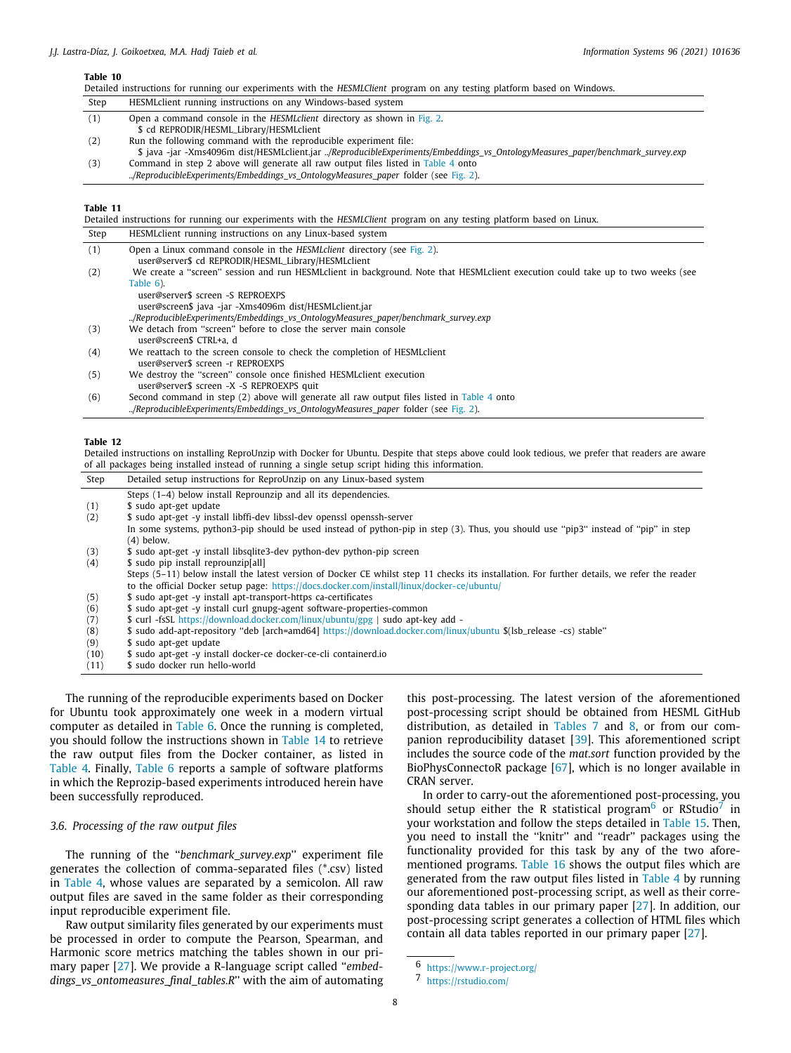**Table 10**
Detailed instructions for running our experiments with the *HESMLClient* program on any testing platform based on Windows.

| Step | HESMLclient running instructions on any Windows-based system |
|---|---|
| (1) | Open a command console in the *HESMLclient* directory as shown in Fig. 2. $ cd REPRODIR/HESML_Library/HESMLclient |
| (2) | Run the following command with the reproducible experiment file: $ java -jar -Xms4096m dist/HESMLclient.jar *../ReproducibleExperiments/Embeddings_vs_OntologyMeasures_paper/benchmark_survey.exp* |
| (3) | Command in step 2 above will generate all raw output files listed in Table 4 onto *../ReproducibleExperiments/Embeddings_vs_OntologyMeasures_paper* folder (see Fig. 2). |

**Table 11**
Detailed instructions for running our experiments with the *HESMLClient* program on any testing platform based on Linux.

| Step | HESMLclient running instructions on any Linux-based system |
|---|---|
| (1) | Open a Linux command console in the *HESMLclient* directory (see Fig. 2). user@server$ cd REPRODIR/HESML_Library/HESMLclient |
| (2) | We create a ''screen'' session and run HESMLclient in background. Note that HESMLclient execution could take up to two weeks (see Table 6). user@server$ screen -S REPROEXPS user@screen$ java -jar -Xms4096m dist/HESMLclient.jar *../ReproducibleExperiments/Embeddings_vs_OntologyMeasures_paper/benchmark_survey.exp* |
| (3) | We detach from ''screen'' before to close the server main console user@screen$ CTRL+a, d |
| (4) | We reattach to the screen console to check the completion of HESMLclient user@server$ screen -r REPROEXPS |
| (5) | We destroy the ''screen'' console once finished HESMLclient execution user@server$ screen -X -S REPROEXPS quit |
| (6) | Second command in step (2) above will generate all raw output files listed in Table 4 onto *../ReproducibleExperiments/Embeddings_vs_OntologyMeasures_paper* folder (see Fig. 2). |

**Table 12**
Detailed instructions on installing ReproUnzip with Docker for Ubuntu. Despite that steps above could look tedious, we prefer that readers are aware of all packages being installed instead of running a single setup script hiding this information.

| Step | Detailed setup instructions for ReproUnzip on any Linux-based system |
|---|---|
| | Steps (1–4) below install Reprounzip and all its dependencies. |
| (1) | $ sudo apt-get update |
| (2) | $ sudo apt-get -y install libffi-dev libssl-dev openssl openssh-server |
| | In some systems, python3-pip should be used instead of python-pip in step (3). Thus, you should use ''pip3'' instead of ''pip'' in step (4) below. |
| (3) | $ sudo apt-get -y install libsqlite3-dev python-dev python-pip screen |
| (4) | $ sudo pip install reprounzip[all] |
| | Steps (5–11) below install the latest version of Docker CE whilst step 11 checks its installation. For further details, we refer the reader to the official Docker setup page: https://docs.docker.com/install/linux/docker-ce/ubuntu/ |
| (5) | $ sudo apt-get -y install apt-transport-https ca-certificates |
| (6) | $ sudo apt-get -y install curl gnupg-agent software-properties-common |
| (7) | $ curl -fsSL https://download.docker.com/linux/ubuntu/gpg \| sudo apt-key add - |
| (8) | $ sudo add-apt-repository ''deb [arch=amd64] https://download.docker.com/linux/ubuntu $(lsb_release -cs) stable'' |
| (9) | $ sudo apt-get update |
| (10) | $ sudo apt-get -y install docker-ce docker-ce-cli containerd.io |
| (11) | $ sudo docker run hello-world |

The running of the reproducible experiments based on Docker for Ubuntu took approximately one week in a modern virtual computer as detailed in Table 6. Once the running is completed, you should follow the instructions shown in Table 14 to retrieve the raw output files from the Docker container, as listed in Table 4. Finally, Table 6 reports a sample of software platforms in which the Reprozip-based experiments introduced herein have been successfully reproduced.

### 3.6. Processing of the raw output files

The running of the ''*benchmark_survey.exp*'' experiment file generates the collection of comma-separated files (*.csv) listed in Table 4, whose values are separated by a semicolon. All raw output files are saved in the same folder as their corresponding input reproducible experiment file.

Raw output similarity files generated by our experiments must be processed in order to compute the Pearson, Spearman, and Harmonic score metrics matching the tables shown in our primary paper [27]. We provide a R-language script called ''*embeddings_vs_ontomeasures_final_tables.R*'' with the aim of automating this post-processing. The latest version of the aforementioned post-processing script should be obtained from HESML GitHub distribution, as detailed in Tables 7 and 8, or from our companion reproducibility dataset [39]. This aforementioned script includes the source code of the *mat.sort* function provided by the BioPhysConnectoR package [67], which is no longer available in CRAN server.

In order to carry-out the aforementioned post-processing, you should setup either the R statistical program[6] or RStudio[7] in your workstation and follow the steps detailed in Table 15. Then, you need to install the ''knitr'' and ''readr'' packages using the functionality provided for this task by any of the two aforementioned programs. Table 16 shows the output files which are generated from the raw output files listed in Table 4 by running our aforementioned post-processing script, as well as their corresponding data tables in our primary paper [27]. In addition, our post-processing script generates a collection of HTML files which contain all data tables reported in our primary paper [27].

---

6 https://www.r-project.org/

7 https://rstudio.com/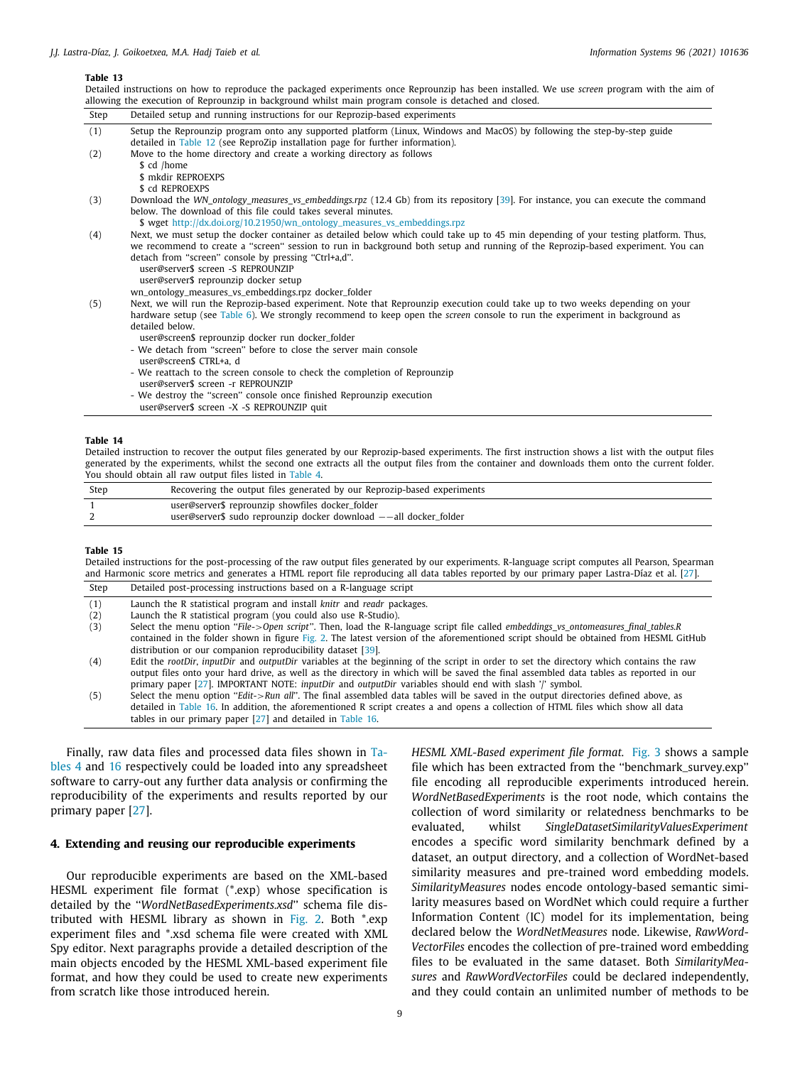**Table 13**
Detailed instructions on how to reproduce the packaged experiments once Reprounzip has been installed. We use *screen* program with the aim of allowing the execution of Reprounzip in background whilst main program console is detached and closed.

| Step | Detailed setup and running instructions for our Reprozip-based experiments |
|---|---|
| (1) | Setup the Reprounzip program onto any supported platform (Linux, Windows and MacOS) by following the step-by-step guide detailed in Table 12 (see ReproZip installation page for further information). |
| (2) | Move to the home directory and create a working directory as follows<br>$ cd /home<br>$ mkdir REPROEXPS<br>$ cd REPROEXPS |
| (3) | Download the *WN_ontology_measures_vs_embeddings.rpz* (12.4 Gb) from its repository [39]. For instance, you can execute the command below. The download of this file could takes several minutes.<br>$ wget http://dx.doi.org/10.21950/wn_ontology_measures_vs_embeddings.rpz |
| (4) | Next, we must setup the docker container as detailed below which could take up to 45 min depending of your testing platform. Thus, we recommend to create a "screen" session to run in background both setup and running of the Reprozip-based experiment. You can detach from "screen" console by pressing "Ctrl+a,d".<br>user@server$ screen -S REPROUNZIP<br>user@server$ reprounzip docker setup<br>wn_ontology_measures_vs_embeddings.rpz docker_folder |
| (5) | Next, we will run the Reprozip-based experiment. Note that Reprounzip execution could take up to two weeks depending on your hardware setup (see Table 6). We strongly recommend to keep open the *screen* console to run the experiment in background as detailed below.<br>user@screen$ reprounzip docker run docker_folder<br>- We detach from "screen" before to close the server main console<br>user@screen$ CTRL+a, d<br>- We reattach to the screen console to check the completion of Reprounzip<br>user@server$ screen -r REPROUNZIP<br>- We destroy the "screen" console once finished Reprounzip execution<br>user@server$ screen -X -S REPROUNZIP quit |

**Table 14**
Detailed instruction to recover the output files generated by our Reprozip-based experiments. The first instruction shows a list with the output files generated by the experiments, whilst the second one extracts all the output files from the container and downloads them onto the current folder. You should obtain all raw output files listed in Table 4.

| Step | Recovering the output files generated by our Reprozip-based experiments |
|---|---|
| 1 | user@server$ reprounzip showfiles docker_folder |
| 2 | user@server$ sudo reprounzip docker download −−all docker_folder |

**Table 15**
Detailed instructions for the post-processing of the raw output files generated by our experiments. R-language script computes all Pearson, Spearman and Harmonic score metrics and generates a HTML report file reproducing all data tables reported by our primary paper Lastra-Díaz et al. [27].

| Step | Detailed post-processing instructions based on a R-language script |
|---|---|
| (1) | Launch the R statistical program and install *knitr* and *readr* packages. |
| (2) | Launch the R statistical program (you could also use R-Studio). |
| (3) | Select the menu option "*File->Open script*". Then, load the R-language script file called *embeddings_vs_ontomeasures_final_tables.R* contained in the folder shown in figure Fig. 2. The latest version of the aforementioned script should be obtained from HESML GitHub distribution or our companion reproducibility dataset [39]. |
| (4) | Edit the *rootDir*, *inputDir* and *outputDir* variables at the beginning of the script in order to set the directory which contains the raw output files onto your hard drive, as well as the directory in which will be saved the final assembled data tables as reported in our primary paper [27]. IMPORTANT NOTE: *inputDir* and *outputDir* variables should end with slash '/' symbol. |
| (5) | Select the menu option "*Edit->Run all*". The final assembled data tables will be saved in the output directories defined above, as detailed in Table 16. In addition, the aforementioned R script creates a and opens a collection of HTML files which show all data tables in our primary paper [27] and detailed in Table 16. |

Finally, raw data files and processed data files shown in Tables 4 and 16 respectively could be loaded into any spreadsheet software to carry-out any further data analysis or confirming the reproducibility of the experiments and results reported by our primary paper [27].

## 4. Extending and reusing our reproducible experiments

Our reproducible experiments are based on the XML-based HESML experiment file format (*.exp) whose specification is detailed by the "*WordNetBasedExperiments.xsd*" schema file distributed with HESML library as shown in Fig. 2. Both *.exp experiment files and *.xsd schema file were created with XML Spy editor. Next paragraphs provide a detailed description of the main objects encoded by the HESML XML-based experiment file format, and how they could be used to create new experiments from scratch like those introduced herein.

*HESML XML-Based experiment file format.* Fig. 3 shows a sample file which has been extracted from the "benchmark_survey.exp" file encoding all reproducible experiments introduced herein. *WordNetBasedExperiments* is the root node, which contains the collection of word similarity or relatedness benchmarks to be evaluated, whilst *SingleDatasetSimilarityValuesExperiment* encodes a specific word similarity benchmark defined by a dataset, an output directory, and a collection of WordNet-based similarity measures and pre-trained word embedding models. *SimilarityMeasures* nodes encode ontology-based semantic similarity measures based on WordNet which could require a further Information Content (IC) model for its implementation, being declared below the *WordNetMeasures* node. Likewise, *RawWordVectorFiles* encodes the collection of pre-trained word embedding files to be evaluated in the same dataset. Both *SimilarityMeasures* and *RawWordVectorFiles* could be declared independently, and they could contain an unlimited number of methods to be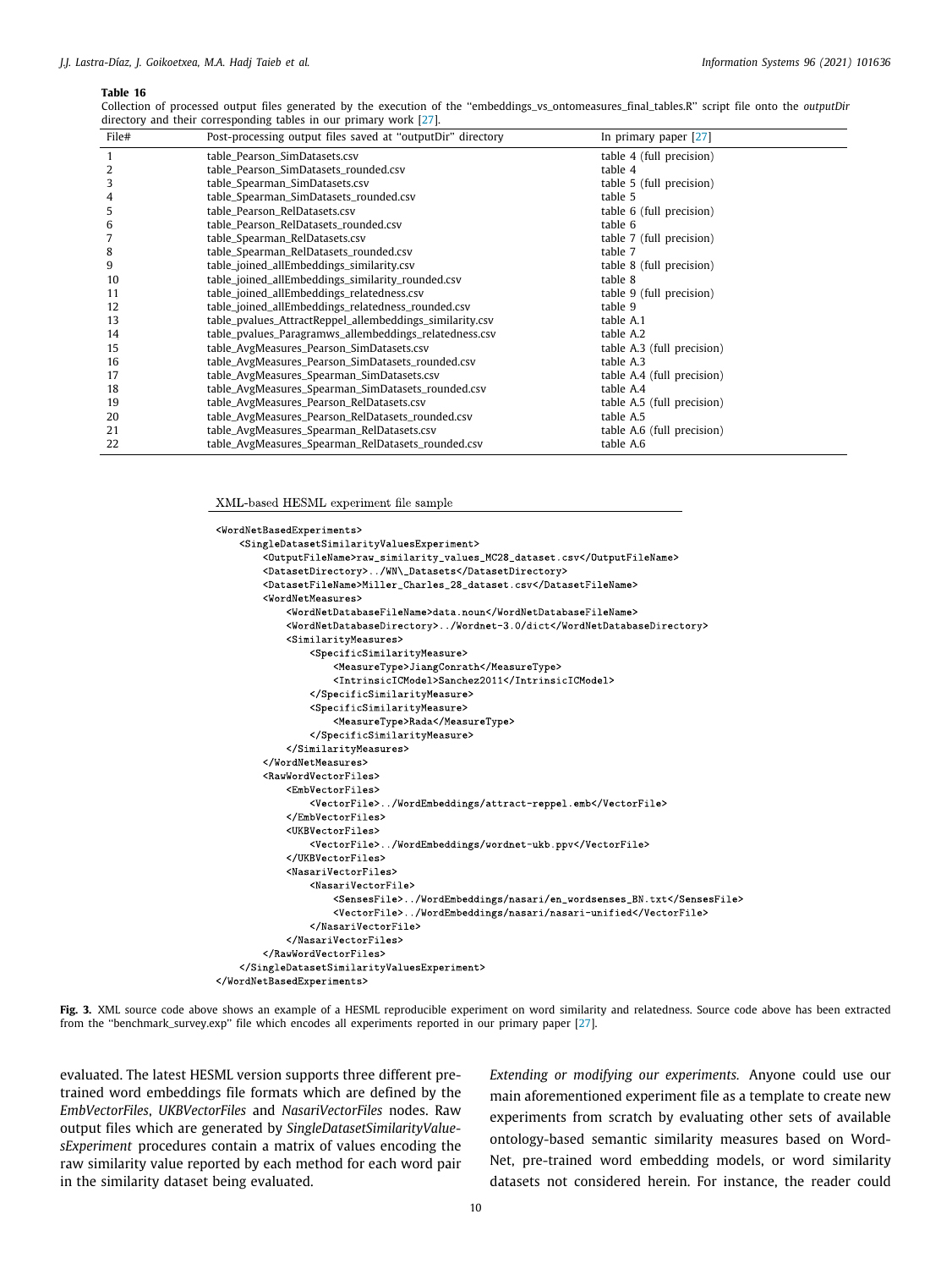**Table 16**

Collection of processed output files generated by the execution of the "embeddings_vs_ontomeasures_final_tables.R" script file onto the *outputDir* directory and their corresponding tables in our primary work [27].

| File# | Post-processing output files saved at "outputDir" directory | In primary paper [27] |
|---|---|---|
| 1 | table_Pearson_SimDatasets.csv | table 4 (full precision) |
| 2 | table_Pearson_SimDatasets_rounded.csv | table 4 |
| 3 | table_Spearman_SimDatasets.csv | table 5 (full precision) |
| 4 | table_Spearman_SimDatasets_rounded.csv | table 5 |
| 5 | table_Pearson_RelDatasets.csv | table 6 (full precision) |
| 6 | table_Pearson_RelDatasets_rounded.csv | table 6 |
| 7 | table_Spearman_RelDatasets.csv | table 7 (full precision) |
| 8 | table_Spearman_RelDatasets_rounded.csv | table 7 |
| 9 | table_joined_allEmbeddings_similarity.csv | table 8 (full precision) |
| 10 | table_joined_allEmbeddings_similarity_rounded.csv | table 8 |
| 11 | table_joined_allEmbeddings_relatedness.csv | table 9 (full precision) |
| 12 | table_joined_allEmbeddings_relatedness_rounded.csv | table 9 |
| 13 | table_pvalues_AttractReppel_allembeddings_similarity.csv | table A.1 |
| 14 | table_pvalues_Paragramws_allembeddings_relatedness.csv | table A.2 |
| 15 | table_AvgMeasures_Pearson_SimDatasets.csv | table A.3 (full precision) |
| 16 | table_AvgMeasures_Pearson_SimDatasets_rounded.csv | table A.3 |
| 17 | table_AvgMeasures_Spearman_SimDatasets.csv | table A.4 (full precision) |
| 18 | table_AvgMeasures_Spearman_SimDatasets_rounded.csv | table A.4 |
| 19 | table_AvgMeasures_Pearson_RelDatasets.csv | table A.5 (full precision) |
| 20 | table_AvgMeasures_Pearson_RelDatasets_rounded.csv | table A.5 |
| 21 | table_AvgMeasures_Spearman_RelDatasets.csv | table A.6 (full precision) |
| 22 | table_AvgMeasures_Spearman_RelDatasets_rounded.csv | table A.6 |

XML-based HESML experiment file sample

```
<WordNetBasedExperiments>
    <SingleDatasetSimilarityValuesExperiment>
        <OutputFileName>raw_similarity_values_MC28_dataset.csv</OutputFileName>
        <DatasetDirectory>../WN\_Datasets</DatasetDirectory>
        <DatasetFileName>Miller_Charles_28_dataset.csv</DatasetFileName>
        <WordNetMeasures>
            <WordNetDatabaseFileName>data.noun</WordNetDatabaseFileName>
            <WordNetDatabaseDirectory>../Wordnet-3.0/dict</WordNetDatabaseDirectory>
            <SimilarityMeasures>
                <SpecificSimilarityMeasure>
                    <MeasureType>JiangConrath</MeasureType>
                    <IntrinsicICModel>Sanchez2011</IntrinsicICModel>
                </SpecificSimilarityMeasure>
                <SpecificSimilarityMeasure>
                    <MeasureType>Rada</MeasureType>
                </SpecificSimilarityMeasure>
            </SimilarityMeasures>
        </WordNetMeasures>
        <RawWordVectorFiles>
            <EmbVectorFiles>
                <VectorFile>../WordEmbeddings/attract-reppel.emb</VectorFile>
            </EmbVectorFiles>
            <UKBVectorFiles>
                <VectorFile>../WordEmbeddings/wordnet-ukb.ppv</VectorFile>
            </UKBVectorFiles>
            <NasariVectorFiles>
                <NasariVectorFile>
                    <SensesFile>../WordEmbeddings/nasari/en_wordsenses_BN.txt</SensesFile>
                    <VectorFile>../WordEmbeddings/nasari/nasari-unified</VectorFile>
                </NasariVectorFile>
            </NasariVectorFiles>
        </RawWordVectorFiles>
    </SingleDatasetSimilarityValuesExperiment>
</WordNetBasedExperiments>
```

**Fig. 3.** XML source code above shows an example of a HESML reproducible experiment on word similarity and relatedness. Source code above has been extracted from the "benchmark_survey.exp" file which encodes all experiments reported in our primary paper [27].

evaluated. The latest HESML version supports three different pre-trained word embeddings file formats which are defined by the *EmbVectorFiles*, *UKBVectorFiles* and *NasariVectorFiles* nodes. Raw output files which are generated by *SingleDatasetSimilarityValuesExperiment* procedures contain a matrix of values encoding the raw similarity value reported by each method for each word pair in the similarity dataset being evaluated.

*Extending or modifying our experiments.* Anyone could use our main aforementioned experiment file as a template to create new experiments from scratch by evaluating other sets of available ontology-based semantic similarity measures based on WordNet, pre-trained word embedding models, or word similarity datasets not considered herein. For instance, the reader could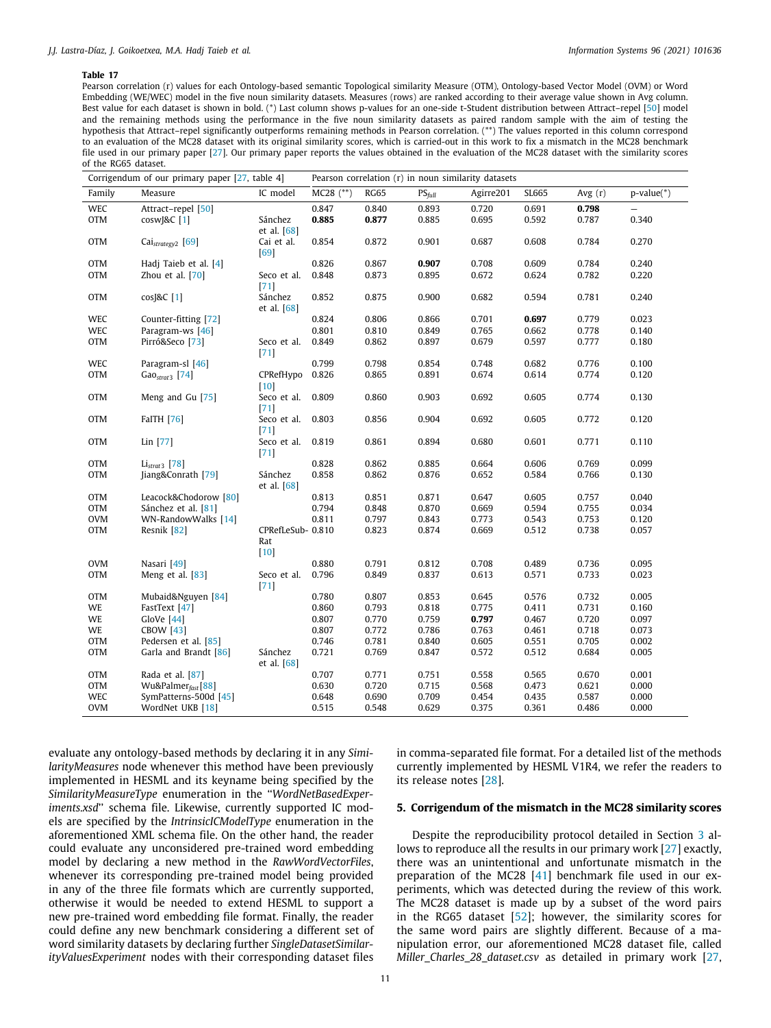**Table 17**
Pearson correlation (r) values for each Ontology-based semantic Topological similarity Measure (OTM), Ontology-based Vector Model (OVM) or Word Embedding (WE/WEC) model in the five noun similarity datasets. Measures (rows) are ranked according to their average value shown in Avg column. Best value for each dataset is shown in bold. (*) Last column shows p-values for an one-side t-Student distribution between Attract–repel [50] model and the remaining methods using the performance in the five noun similarity datasets as paired random sample with the aim of testing the hypothesis that Attract–repel significantly outperforms remaining methods in Pearson correlation. (**) The values reported in this column correspond to an evaluation of the MC28 dataset with its original similarity scores, which is carried-out in this work to fix a mismatch in the MC28 benchmark file used in our primary paper [27]. Our primary paper reports the values obtained in the evaluation of the MC28 dataset with the similarity scores of the RG65 dataset.

| Corrigendum of our primary paper [27, table 4] | | | Pearson correlation (r) in noun similarity datasets | | | | | | |
|---|---|---|---|---|---|---|---|---|---|
| Family | Measure | IC model | MC28 (**) | RG65 | $PS_{full}$ | Agirre201 | SL665 | Avg (r) | p-value(*) |
| WEC | Attract–repel [50] | | 0.847 | 0.840 | 0.893 | 0.720 | 0.691 | **0.798** | – |
| OTM | coswJ&C [1] | Sánchez et al. [68] | **0.885** | **0.877** | 0.885 | 0.695 | 0.592 | 0.787 | 0.340 |
| OTM | $Cai_{strategy2}$ [69] | Cai et al. [69] | 0.854 | 0.872 | 0.901 | 0.687 | 0.608 | 0.784 | 0.270 |
| OTM | Hadj Taieb et al. [4] | | 0.826 | 0.867 | **0.907** | 0.708 | 0.609 | 0.784 | 0.240 |
| OTM | Zhou et al. [70] | Seco et al. [71] | 0.848 | 0.873 | 0.895 | 0.672 | 0.624 | 0.782 | 0.220 |
| OTM | cosJ&C [1] | Sánchez et al. [68] | 0.852 | 0.875 | 0.900 | 0.682 | 0.594 | 0.781 | 0.240 |
| WEC | Counter-fitting [72] | | 0.824 | 0.806 | 0.866 | 0.701 | **0.697** | 0.779 | 0.023 |
| WEC | Paragram-ws [46] | | 0.801 | 0.810 | 0.849 | 0.765 | 0.662 | 0.778 | 0.140 |
| OTM | Pirró&Seco [73] | Seco et al. [71] | 0.849 | 0.862 | 0.897 | 0.679 | 0.597 | 0.777 | 0.180 |
| WEC | Paragram-sl [46] | | 0.799 | 0.798 | 0.854 | 0.748 | 0.682 | 0.776 | 0.100 |
| OTM | $Gao_{strat3}$ [74] | CPRefHypo [10] | 0.826 | 0.865 | 0.891 | 0.674 | 0.614 | 0.774 | 0.120 |
| OTM | Meng and Gu [75] | Seco et al. [71] | 0.809 | 0.860 | 0.903 | 0.692 | 0.605 | 0.774 | 0.130 |
| OTM | FaITH [76] | Seco et al. [71] | 0.803 | 0.856 | 0.904 | 0.692 | 0.605 | 0.772 | 0.120 |
| OTM | Lin [77] | Seco et al. [71] | 0.819 | 0.861 | 0.894 | 0.680 | 0.601 | 0.771 | 0.110 |
| OTM | $Li_{strat3}$ [78] | | 0.828 | 0.862 | 0.885 | 0.664 | 0.606 | 0.769 | 0.099 |
| OTM | Jiang&Conrath [79] | Sánchez et al. [68] | 0.858 | 0.862 | 0.876 | 0.652 | 0.584 | 0.766 | 0.130 |
| OTM | Leacock&Chodorow [80] | | 0.813 | 0.851 | 0.871 | 0.647 | 0.605 | 0.757 | 0.040 |
| OTM | Sánchez et al. [81] | | 0.794 | 0.848 | 0.870 | 0.669 | 0.594 | 0.755 | 0.034 |
| OVM | WN-RandowWalks [14] | | 0.811 | 0.797 | 0.843 | 0.773 | 0.543 | 0.753 | 0.120 |
| OTM | Resnik [82] | CPRefLeSub-Rat [10] | 0.810 | 0.823 | 0.874 | 0.669 | 0.512 | 0.738 | 0.057 |
| OVM | Nasari [49] | | 0.880 | 0.791 | 0.812 | 0.708 | 0.489 | 0.736 | 0.095 |
| OTM | Meng et al. [83] | Seco et al. [71] | 0.796 | 0.849 | 0.837 | 0.613 | 0.571 | 0.733 | 0.023 |
| OTM | Mubaid&Nguyen [84] | | 0.780 | 0.807 | 0.853 | 0.645 | 0.576 | 0.732 | 0.005 |
| WE | FastText [47] | | 0.860 | 0.793 | 0.818 | 0.775 | 0.411 | 0.731 | 0.160 |
| WE | GloVe [44] | | 0.807 | 0.770 | 0.759 | **0.797** | 0.467 | 0.720 | 0.097 |
| WE | CBOW [43] | | 0.807 | 0.772 | 0.786 | 0.763 | 0.461 | 0.718 | 0.073 |
| OTM | Pedersen et al. [85] | | 0.746 | 0.781 | 0.840 | 0.605 | 0.551 | 0.705 | 0.002 |
| OTM | Garla and Brandt [86] | Sánchez et al. [68] | 0.721 | 0.769 | 0.847 | 0.572 | 0.512 | 0.684 | 0.005 |
| OTM | Rada et al. [87] | | 0.707 | 0.771 | 0.751 | 0.558 | 0.565 | 0.670 | 0.001 |
| OTM | $Wu\&Palmer_{fast}$[88] | | 0.630 | 0.720 | 0.715 | 0.568 | 0.473 | 0.621 | 0.000 |
| WEC | SymPatterns-500d [45] | | 0.648 | 0.690 | 0.709 | 0.454 | 0.435 | 0.587 | 0.000 |
| OVM | WordNet UKB [18] | | 0.515 | 0.548 | 0.629 | 0.375 | 0.361 | 0.486 | 0.000 |

evaluate any ontology-based methods by declaring it in any *SimilarityMeasures* node whenever this method have been previously implemented in HESML and its keyname being specified by the *SimilarityMeasureType* enumeration in the "*WordNetBasedExperiments.xsd*" schema file. Likewise, currently supported IC models are specified by the *IntrinsicICModelType* enumeration in the aforementioned XML schema file. On the other hand, the reader could evaluate any unconsidered pre-trained word embedding model by declaring a new method in the *RawWordVectorFiles*, whenever its corresponding pre-trained model being provided in any of the three file formats which are currently supported, otherwise it would be needed to extend HESML to support a new pre-trained word embedding file format. Finally, the reader could define any new benchmark considering a different set of word similarity datasets by declaring further *SingleDatasetSimilarityValuesExperiment* nodes with their corresponding dataset files in comma-separated file format. For a detailed list of the methods currently implemented by HESML V1R4, we refer the readers to its release notes [28].

## 5. Corrigendum of the mismatch in the MC28 similarity scores

Despite the reproducibility protocol detailed in Section 3 allows to reproduce all the results in our primary work [27] exactly, there was an unintentional and unfortunate mismatch in the preparation of the MC28 [41] benchmark file used in our experiments, which was detected during the review of this work. The MC28 dataset is made up by a subset of the word pairs in the RG65 dataset [52]; however, the similarity scores for the same word pairs are slightly different. Because of a manipulation error, our aforementioned MC28 dataset file, called *Miller_Charles_28_dataset.csv* as detailed in primary work [27,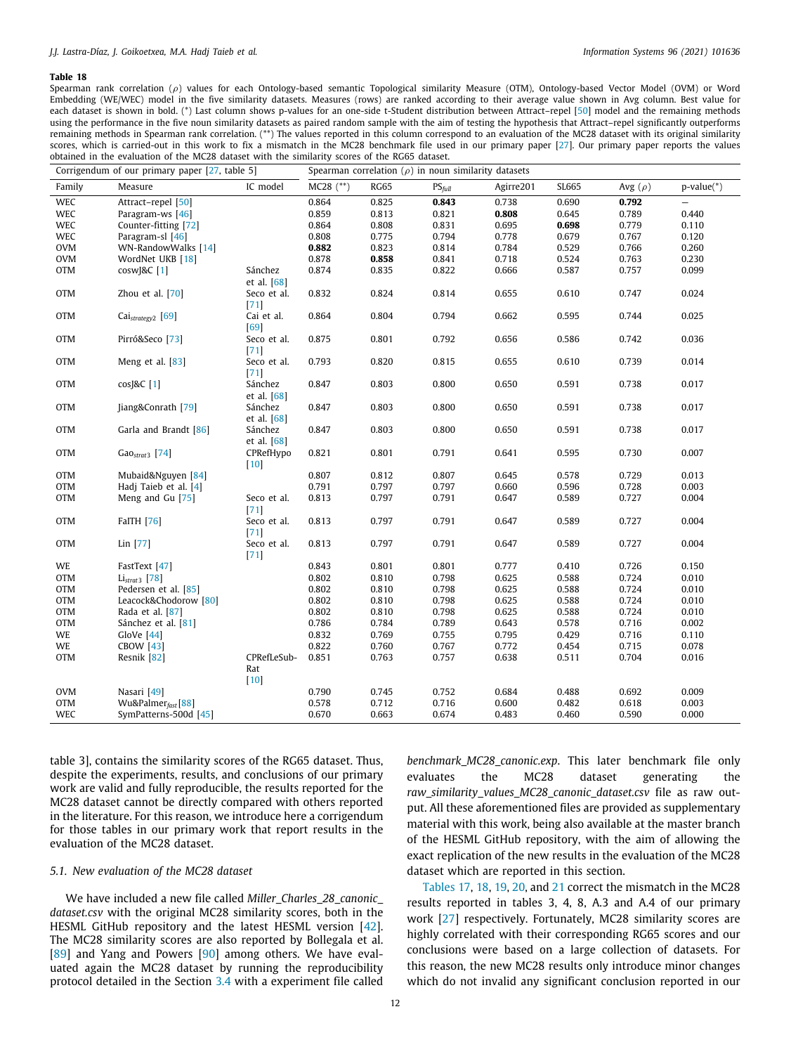**Table 18**
Spearman rank correlation (ρ) values for each Ontology-based semantic Topological similarity Measure (OTM), Ontology-based Vector Model (OVM) or Word Embedding (WE/WEC) model in the five similarity datasets. Measures (rows) are ranked according to their average value shown in Avg column. Best value for each dataset is shown in bold. (*) Last column shows p-values for an one-side t-Student distribution between Attract–repel [50] model and the remaining methods using the performance in the five noun similarity datasets as paired random sample with the aim of testing the hypothesis that Attract–repel significantly outperforms remaining methods in Spearman rank correlation. (**) The values reported in this column correspond to an evaluation of the MC28 dataset with its original similarity scores, which is carried-out in this work to fix a mismatch in the MC28 benchmark file used in our primary paper [27]. Our primary paper reports the values obtained in the evaluation of the MC28 dataset with the similarity scores of the RG65 dataset.

| Corrigendum of our primary paper [27, table 5] | | | Spearman correlation (ρ) in noun similarity datasets | | | | | | |
|---|---|---|---|---|---|---|---|---|---|
| Family | Measure | IC model | MC28 (**) | RG65 | $PS_{full}$ | Agirre201 | SL665 | Avg (ρ) | p-value(*) |
| WEC | Attract–repel [50] | | 0.864 | 0.825 | **0.843** | 0.738 | 0.690 | **0.792** | – |
| WEC | Paragram-ws [46] | | 0.859 | 0.813 | 0.821 | **0.808** | 0.645 | 0.789 | 0.440 |
| WEC | Counter-fitting [72] | | 0.864 | 0.808 | 0.831 | 0.695 | **0.698** | 0.779 | 0.110 |
| WEC | Paragram-sl [46] | | 0.808 | 0.775 | 0.794 | 0.778 | 0.679 | 0.767 | 0.120 |
| OVM | WN-RandowWalks [14] | | **0.882** | 0.823 | 0.814 | 0.784 | 0.529 | 0.766 | 0.260 |
| OVM | WordNet UKB [18] | | 0.878 | **0.858** | 0.841 | 0.718 | 0.524 | 0.763 | 0.230 |
| OTM | coswJ&C [1] | Sánchez et al. [68] | 0.874 | 0.835 | 0.822 | 0.666 | 0.587 | 0.757 | 0.099 |
| OTM | Zhou et al. [70] | Seco et al. [71] | 0.832 | 0.824 | 0.814 | 0.655 | 0.610 | 0.747 | 0.024 |
| OTM | $Cai_{strategy2}$ [69] | Cai et al. [69] | 0.864 | 0.804 | 0.794 | 0.662 | 0.595 | 0.744 | 0.025 |
| OTM | Pirró&Seco [73] | Seco et al. [71] | 0.875 | 0.801 | 0.792 | 0.656 | 0.586 | 0.742 | 0.036 |
| OTM | Meng et al. [83] | Seco et al. [71] | 0.793 | 0.820 | 0.815 | 0.655 | 0.610 | 0.739 | 0.014 |
| OTM | cosJ&C [1] | Sánchez et al. [68] | 0.847 | 0.803 | 0.800 | 0.650 | 0.591 | 0.738 | 0.017 |
| OTM | Jiang&Conrath [79] | Sánchez et al. [68] | 0.847 | 0.803 | 0.800 | 0.650 | 0.591 | 0.738 | 0.017 |
| OTM | Garla and Brandt [86] | Sánchez et al. [68] | 0.847 | 0.803 | 0.800 | 0.650 | 0.591 | 0.738 | 0.017 |
| OTM | $Gao_{strat3}$ [74] | CPRefHypo [10] | 0.821 | 0.801 | 0.791 | 0.641 | 0.595 | 0.730 | 0.007 |
| OTM | Mubaid&Nguyen [84] | | 0.807 | 0.812 | 0.807 | 0.645 | 0.578 | 0.729 | 0.013 |
| OTM | Hadj Taieb et al. [4] | | 0.791 | 0.797 | 0.797 | 0.660 | 0.596 | 0.728 | 0.003 |
| OTM | Meng and Gu [75] | Seco et al. [71] | 0.813 | 0.797 | 0.791 | 0.647 | 0.589 | 0.727 | 0.004 |
| OTM | FaITH [76] | Seco et al. [71] | 0.813 | 0.797 | 0.791 | 0.647 | 0.589 | 0.727 | 0.004 |
| OTM | Lin [77] | Seco et al. [71] | 0.813 | 0.797 | 0.791 | 0.647 | 0.589 | 0.727 | 0.004 |
| WE | FastText [47] | | 0.843 | 0.801 | 0.801 | 0.777 | 0.410 | 0.726 | 0.150 |
| OTM | $Li_{strat3}$ [78] | | 0.802 | 0.810 | 0.798 | 0.625 | 0.588 | 0.724 | 0.010 |
| OTM | Pedersen et al. [85] | | 0.802 | 0.810 | 0.798 | 0.625 | 0.588 | 0.724 | 0.010 |
| OTM | Leacock&Chodorow [80] | | 0.802 | 0.810 | 0.798 | 0.625 | 0.588 | 0.724 | 0.010 |
| OTM | Rada et al. [87] | | 0.802 | 0.810 | 0.798 | 0.625 | 0.588 | 0.724 | 0.010 |
| OTM | Sánchez et al. [81] | | 0.786 | 0.784 | 0.789 | 0.643 | 0.578 | 0.716 | 0.002 |
| WE | GloVe [44] | | 0.832 | 0.769 | 0.755 | 0.795 | 0.429 | 0.716 | 0.110 |
| WE | CBOW [43] | | 0.822 | 0.760 | 0.767 | 0.772 | 0.454 | 0.715 | 0.078 |
| OTM | Resnik [82] | CPRefLeSub-Rat [10] | 0.851 | 0.763 | 0.757 | 0.638 | 0.511 | 0.704 | 0.016 |
| OVM | Nasari [49] | | 0.790 | 0.745 | 0.752 | 0.684 | 0.488 | 0.692 | 0.009 |
| OTM | $Wu\&Palmer_{fast}$ [88] | | 0.578 | 0.712 | 0.716 | 0.600 | 0.482 | 0.618 | 0.003 |
| WEC | SymPatterns-500d [45] | | 0.670 | 0.663 | 0.674 | 0.483 | 0.460 | 0.590 | 0.000 |

table 3], contains the similarity scores of the RG65 dataset. Thus, despite the experiments, results, and conclusions of our primary work are valid and fully reproducible, the results reported for the MC28 dataset cannot be directly compared with others reported in the literature. For this reason, we introduce here a corrigendum for those tables in our primary work that report results in the evaluation of the MC28 dataset.

### 5.1. New evaluation of the MC28 dataset

We have included a new file called *Miller_Charles_28_canonic_dataset.csv* with the original MC28 similarity scores, both in the HESML GitHub repository and the latest HESML version [42]. The MC28 similarity scores are also reported by Bollegala et al. [89] and Yang and Powers [90] among others. We have evaluated again the MC28 dataset by running the reproducibility protocol detailed in the Section 3.4 with a experiment file called *benchmark_MC28_canonic.exp*. This later benchmark file only evaluates the MC28 dataset generating the *raw_similarity_values_MC28_canonic_dataset.csv* file as raw output. All these aforementioned files are provided as supplementary material with this work, being also available at the master branch of the HESML GitHub repository, with the aim of allowing the exact replication of the new results in the evaluation of the MC28 dataset which are reported in this section.

Tables 17, 18, 19, 20, and 21 correct the mismatch in the MC28 results reported in tables 3, 4, 8, A.3 and A.4 of our primary work [27] respectively. Fortunately, MC28 similarity scores are highly correlated with their corresponding RG65 scores and our conclusions were based on a large collection of datasets. For this reason, the new MC28 results only introduce minor changes which do not invalid any significant conclusion reported in our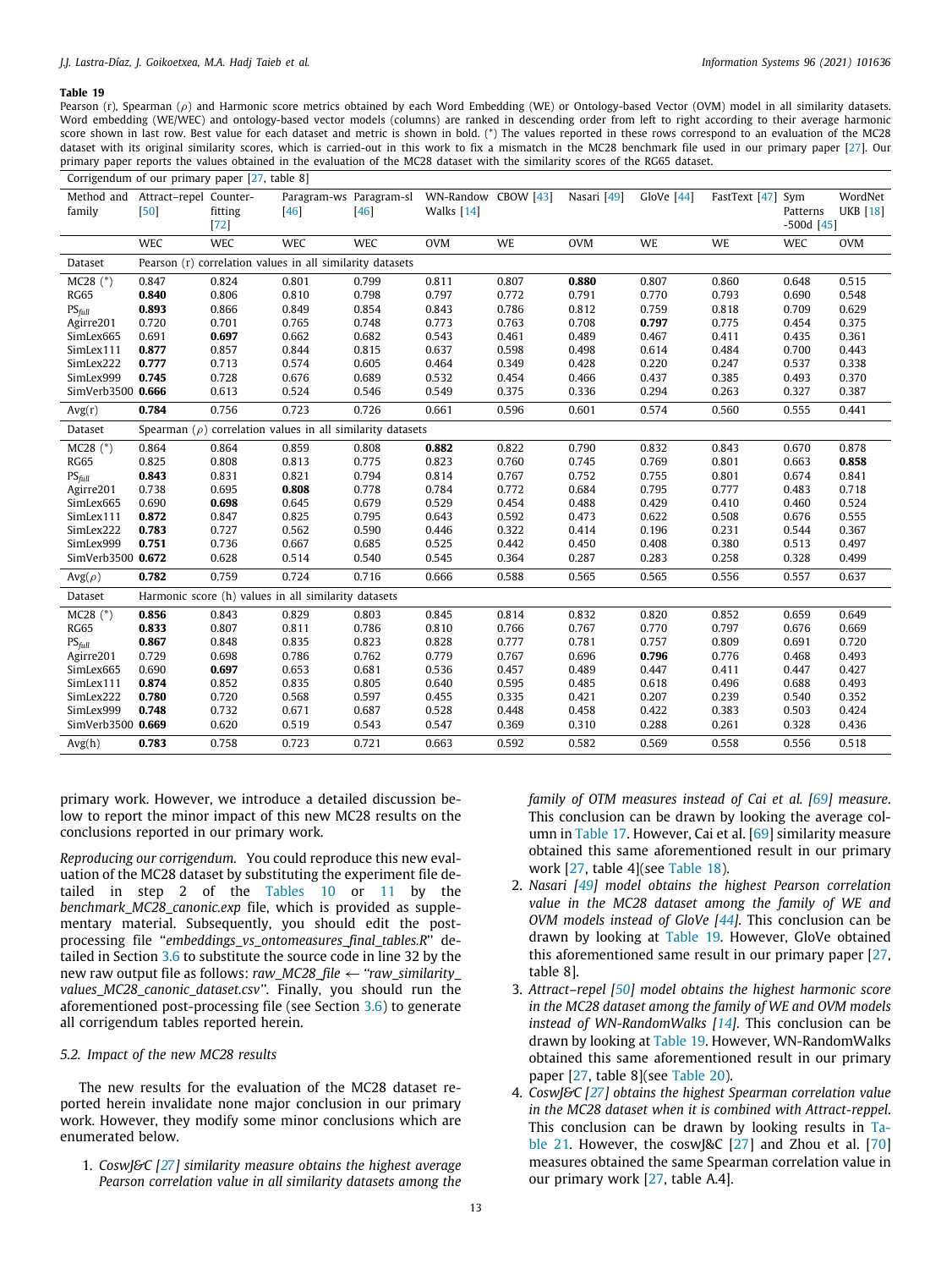**Table 19**
Pearson (r), Spearman (ρ) and Harmonic score metrics obtained by each Word Embedding (WE) or Ontology-based Vector (OVM) model in all similarity datasets. Word embedding (WE/WEC) and ontology-based vector models (columns) are ranked in descending order from left to right according to their average harmonic score shown in last row. Best value for each dataset and metric is shown in bold. (*) The values reported in these rows correspond to an evaluation of the MC28 dataset with its original similarity scores, which is carried-out in this work to fix a mismatch in the MC28 benchmark file used in our primary paper [27]. Our primary paper reports the values obtained in the evaluation of the MC28 dataset with the similarity scores of the RG65 dataset.

| Corrigendum of our primary paper [27, table 8] | | | | | | | | | | | |
|---|---|---|---|---|---|---|---|---|---|---|---|
| Method and family | Attract–repel [50] | Counter-fitting [72] | Paragram-ws [46] | Paragram-sl [46] | WN-Random Walks [14] | CBOW [43] | Nasari [49] | GloVe [44] | FastText [47] | Sym Patterns -500d [45] | WordNet UKB [18] |
| | WEC | WEC | WEC | WEC | OVM | WE | OVM | WE | WE | WEC | OVM |
| Dataset | Pearson (r) correlation values in all similarity datasets | | | | | | | | | | |
| MC28 (*) | 0.847 | 0.824 | 0.801 | 0.799 | 0.811 | 0.807 | **0.880** | 0.807 | 0.860 | 0.648 | 0.515 |
| RG65 | **0.840** | 0.806 | 0.810 | 0.798 | 0.797 | 0.772 | 0.791 | 0.770 | 0.793 | 0.690 | 0.548 |
| $PS_{full}$ | **0.893** | 0.866 | 0.849 | 0.854 | 0.843 | 0.786 | 0.812 | 0.759 | 0.818 | 0.709 | 0.629 |
| Agirre201 | 0.720 | 0.701 | 0.765 | 0.748 | 0.773 | 0.763 | 0.708 | **0.797** | 0.775 | 0.454 | 0.375 |
| SimLex665 | 0.691 | **0.697** | 0.662 | 0.682 | 0.543 | 0.461 | 0.489 | 0.467 | 0.411 | 0.435 | 0.361 |
| SimLex111 | **0.877** | 0.857 | 0.844 | 0.815 | 0.637 | 0.598 | 0.498 | 0.614 | 0.484 | 0.700 | 0.443 |
| SimLex222 | **0.777** | 0.713 | 0.574 | 0.605 | 0.464 | 0.349 | 0.428 | 0.220 | 0.247 | 0.537 | 0.338 |
| SimLex999 | **0.745** | 0.728 | 0.676 | 0.689 | 0.532 | 0.454 | 0.466 | 0.437 | 0.385 | 0.493 | 0.370 |
| SimVerb3500 | **0.666** | 0.613 | 0.524 | 0.546 | 0.549 | 0.375 | 0.336 | 0.294 | 0.263 | 0.327 | 0.387 |
| Avg(r) | **0.784** | 0.756 | 0.723 | 0.726 | 0.661 | 0.596 | 0.601 | 0.574 | 0.560 | 0.555 | 0.441 |
| Dataset | Spearman (ρ) correlation values in all similarity datasets | | | | | | | | | | |
| MC28 (*) | 0.864 | 0.864 | 0.859 | 0.808 | **0.882** | 0.822 | 0.790 | 0.832 | 0.843 | 0.670 | 0.878 |
| RG65 | 0.825 | 0.808 | 0.813 | 0.775 | 0.823 | 0.760 | 0.745 | 0.769 | 0.801 | 0.663 | **0.858** |
| $PS_{full}$ | **0.843** | 0.831 | 0.821 | 0.794 | 0.814 | 0.767 | 0.752 | 0.755 | 0.801 | 0.674 | 0.841 |
| Agirre201 | 0.738 | 0.695 | **0.808** | 0.778 | 0.784 | 0.772 | 0.684 | 0.795 | 0.777 | 0.483 | 0.718 |
| SimLex665 | 0.690 | **0.698** | 0.645 | 0.679 | 0.529 | 0.454 | 0.488 | 0.429 | 0.410 | 0.460 | 0.524 |
| SimLex111 | **0.872** | 0.847 | 0.825 | 0.795 | 0.643 | 0.592 | 0.473 | 0.622 | 0.508 | 0.676 | 0.555 |
| SimLex222 | **0.783** | 0.727 | 0.562 | 0.590 | 0.446 | 0.322 | 0.414 | 0.196 | 0.231 | 0.544 | 0.367 |
| SimLex999 | **0.751** | 0.736 | 0.667 | 0.685 | 0.525 | 0.442 | 0.450 | 0.408 | 0.380 | 0.513 | 0.497 |
| SimVerb3500 | **0.672** | 0.628 | 0.514 | 0.540 | 0.545 | 0.364 | 0.287 | 0.283 | 0.258 | 0.328 | 0.499 |
| Avg(ρ) | **0.782** | 0.759 | 0.724 | 0.716 | 0.666 | 0.588 | 0.565 | 0.565 | 0.556 | 0.557 | 0.637 |
| Dataset | Harmonic score (h) values in all similarity datasets | | | | | | | | | | |
| MC28 (*) | **0.856** | 0.843 | 0.829 | 0.803 | 0.845 | 0.814 | 0.832 | 0.820 | 0.852 | 0.659 | 0.649 |
| RG65 | **0.833** | 0.807 | 0.811 | 0.786 | 0.810 | 0.766 | 0.767 | 0.770 | 0.797 | 0.676 | 0.669 |
| $PS_{full}$ | **0.867** | 0.848 | 0.835 | 0.823 | 0.828 | 0.777 | 0.781 | 0.757 | 0.809 | 0.691 | 0.720 |
| Agirre201 | 0.729 | 0.698 | 0.786 | 0.762 | 0.779 | 0.767 | 0.696 | **0.796** | 0.776 | 0.468 | 0.493 |
| SimLex665 | 0.690 | **0.697** | 0.653 | 0.681 | 0.536 | 0.457 | 0.489 | 0.447 | 0.411 | 0.447 | 0.427 |
| SimLex111 | **0.874** | 0.852 | 0.835 | 0.805 | 0.640 | 0.595 | 0.485 | 0.618 | 0.496 | 0.688 | 0.493 |
| SimLex222 | **0.780** | 0.720 | 0.568 | 0.597 | 0.455 | 0.335 | 0.421 | 0.207 | 0.239 | 0.540 | 0.352 |
| SimLex999 | **0.748** | 0.732 | 0.671 | 0.687 | 0.528 | 0.448 | 0.458 | 0.422 | 0.383 | 0.503 | 0.424 |
| SimVerb3500 | **0.669** | 0.620 | 0.519 | 0.543 | 0.547 | 0.369 | 0.310 | 0.288 | 0.261 | 0.328 | 0.436 |
| Avg(h) | **0.783** | 0.758 | 0.723 | 0.721 | 0.663 | 0.592 | 0.582 | 0.569 | 0.558 | 0.556 | 0.518 |

primary work. However, we introduce a detailed discussion below to report the minor impact of this new MC28 results on the conclusions reported in our primary work.

*Reproducing our corrigendum.* You could reproduce this new evaluation of the MC28 dataset by substituting the experiment file detailed in step 2 of the Tables 10 or 11 by the *benchmark_MC28_canonic.exp* file, which is provided as supplementary material. Subsequently, you should edit the post-processing file "*embeddings_vs_ontomeasures_final_tables.R*" detailed in Section 3.6 to substitute the source code in line 32 by the new raw output file as follows: *raw_MC28_file ← "raw_similarity_values_MC28_canonic_dataset.csv"*. Finally, you should run the aforementioned post-processing file (see Section 3.6) to generate all corrigendum tables reported herein.

### 5.2. Impact of the new MC28 results

The new results for the evaluation of the MC28 dataset reported herein invalidate none major conclusion in our primary work. However, they modify some minor conclusions which are enumerated below.

1. *CoswJ&C [27] similarity measure obtains the highest average Pearson correlation value in all similarity datasets among the family of OTM measures instead of Cai et al. [69] measure.* This conclusion can be drawn by looking the average column in Table 17. However, Cai et al. [69] similarity measure obtained this same aforementioned result in our primary work [27, table 4](see Table 18).
2. *Nasari [49] model obtains the highest Pearson correlation value in the MC28 dataset among the family of WE and OVM models instead of GloVe [44].* This conclusion can be drawn by looking at Table 19. However, GloVe obtained this aforementioned same result in our primary paper [27, table 8].
3. *Attract–repel [50] model obtains the highest harmonic score in the MC28 dataset among the family of WE and OVM models instead of WN-RandomWalks [14].* This conclusion can be drawn by looking at Table 19. However, WN-RandomWalks obtained this same aforementioned result in our primary paper [27, table 8](see Table 20).
4. *CoswJ&C [27] obtains the highest Spearman correlation value in the MC28 dataset when it is combined with Attract-reppel.* This conclusion can be drawn by looking results in Table 21. However, the coswJ&C [27] and Zhou et al. [70] measures obtained the same Spearman correlation value in our primary work [27, table A.4].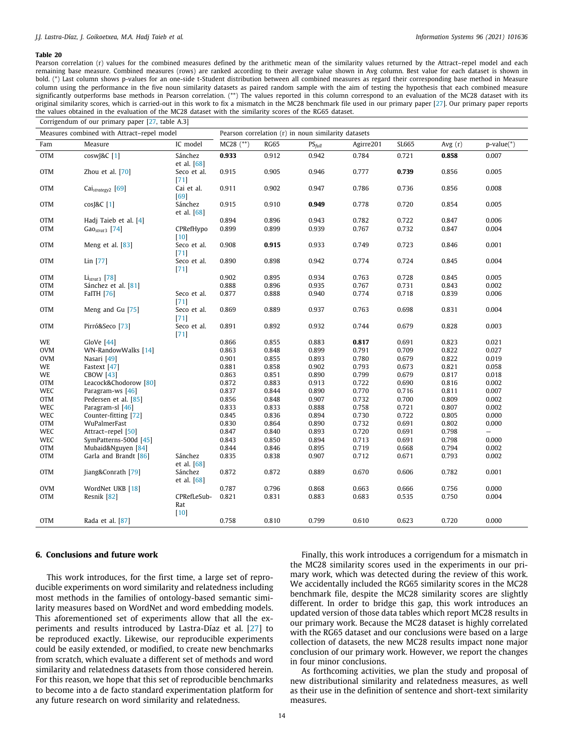**Table 20**
Pearson correlation (r) values for the combined measures defined by the arithmetic mean of the similarity values returned by the Attract–repel model and each remaining base measure. Combined measures (rows) are ranked according to their average value shown in Avg column. Best value for each dataset is shown in bold. (*) Last column shows p-values for an one-side t-Student distribution between all combined measures as regard their corresponding base method in Measure column using the performance in the five noun similarity datasets as paired random sample with the aim of testing the hypothesis that each combined measure significantly outperforms base methods in Pearson correlation. (**) The values reported in this column correspond to an evaluation of the MC28 dataset with its original similarity scores, which is carried-out in this work to fix a mismatch in the MC28 benchmark file used in our primary paper [27]. Our primary paper reports the values obtained in the evaluation of the MC28 dataset with the similarity scores of the RG65 dataset.

| Corrigendum of our primary paper [27, table A.3] | | | | | | | | | |
|---|---|---|---|---|---|---|---|---|---|
| Measures combined with Attract–repel model | | | Pearson correlation (r) in noun similarity datasets | | | | | | |
| Fam | Measure | IC model | MC28 (**) | RG65 | $PS_{full}$ | Agirre201 | SL665 | Avg (r) | p-value(*) |
| OTM | coswJ&C [1] | Sánchez et al. [68] | **0.933** | 0.912 | 0.942 | 0.784 | 0.721 | **0.858** | 0.007 |
| OTM | Zhou et al. [70] | Seco et al. [71] | 0.915 | 0.905 | 0.946 | 0.777 | **0.739** | 0.856 | 0.005 |
| OTM | $Cai_{strategy2}$ [69] | Cai et al. [69] | 0.911 | 0.902 | 0.947 | 0.786 | 0.736 | 0.856 | 0.008 |
| OTM | cosJ&C [1] | Sánchez et al. [68] | 0.915 | 0.910 | **0.949** | 0.778 | 0.720 | 0.854 | 0.005 |
| OTM | Hadj Taieb et al. [4] | | 0.894 | 0.896 | 0.943 | 0.782 | 0.722 | 0.847 | 0.006 |
| OTM | $Gao_{strat3}$ [74] | CPRefHypo [10] | 0.899 | 0.899 | 0.939 | 0.767 | 0.732 | 0.847 | 0.004 |
| OTM | Meng et al. [83] | Seco et al. [71] | 0.908 | **0.915** | 0.933 | 0.749 | 0.723 | 0.846 | 0.001 |
| OTM | Lin [77] | Seco et al. [71] | 0.890 | 0.898 | 0.942 | 0.774 | 0.724 | 0.845 | 0.004 |
| OTM | $Li_{strat3}$ [78] | | 0.902 | 0.895 | 0.934 | 0.763 | 0.728 | 0.845 | 0.005 |
| OTM | Sánchez et al. [81] | | 0.888 | 0.896 | 0.935 | 0.767 | 0.731 | 0.843 | 0.002 |
| OTM | FaITH [76] | Seco et al. [71] | 0.877 | 0.888 | 0.940 | 0.774 | 0.718 | 0.839 | 0.006 |
| OTM | Meng and Gu [75] | Seco et al. [71] | 0.869 | 0.889 | 0.937 | 0.763 | 0.698 | 0.831 | 0.004 |
| OTM | Pirró&Seco [73] | Seco et al. [71] | 0.891 | 0.892 | 0.932 | 0.744 | 0.679 | 0.828 | 0.003 |
| WE | GloVe [44] | | 0.866 | 0.855 | 0.883 | **0.817** | 0.691 | 0.823 | 0.021 |
| OVM | WN-RandowWalks [14] | | 0.863 | 0.848 | 0.899 | 0.791 | 0.709 | 0.822 | 0.027 |
| OVM | Nasari [49] | | 0.901 | 0.855 | 0.893 | 0.780 | 0.679 | 0.822 | 0.019 |
| WE | Fastext [47] | | 0.881 | 0.858 | 0.902 | 0.793 | 0.673 | 0.821 | 0.058 |
| WE | CBOW [43] | | 0.863 | 0.851 | 0.890 | 0.799 | 0.679 | 0.817 | 0.018 |
| OTM | Leacock&Chodorow [80] | | 0.872 | 0.883 | 0.913 | 0.722 | 0.690 | 0.816 | 0.002 |
| WEC | Paragram-ws [46] | | 0.837 | 0.844 | 0.890 | 0.770 | 0.716 | 0.811 | 0.007 |
| OTM | Pedersen et al. [85] | | 0.856 | 0.848 | 0.907 | 0.732 | 0.700 | 0.809 | 0.002 |
| WEC | Paragram-sl [46] | | 0.833 | 0.833 | 0.888 | 0.758 | 0.721 | 0.807 | 0.002 |
| WEC | Counter-fitting [72] | | 0.845 | 0.836 | 0.894 | 0.730 | 0.722 | 0.805 | 0.000 |
| OTM | WuPalmerFast | | 0.830 | 0.864 | 0.890 | 0.732 | 0.691 | 0.802 | 0.000 |
| WEC | Attract–repel [50] | | 0.847 | 0.840 | 0.893 | 0.720 | 0.691 | 0.798 | – |
| WEC | SymPatterns-500d [45] | | 0.843 | 0.850 | 0.894 | 0.713 | 0.691 | 0.798 | 0.000 |
| OTM | Mubaid&Nguyen [84] | | 0.844 | 0.846 | 0.895 | 0.719 | 0.668 | 0.794 | 0.002 |
| OTM | Garla and Brandt [86] | Sánchez et al. [68] | 0.835 | 0.838 | 0.907 | 0.712 | 0.671 | 0.793 | 0.002 |
| OTM | Jiang&Conrath [79] | Sánchez et al. [68] | 0.872 | 0.872 | 0.889 | 0.670 | 0.606 | 0.782 | 0.001 |
| OVM | WordNet UKB [18] | | 0.787 | 0.796 | 0.868 | 0.663 | 0.666 | 0.756 | 0.000 |
| OTM | Resnik [82] | CPRefLeSub-Rat [10] | 0.821 | 0.831 | 0.883 | 0.683 | 0.535 | 0.750 | 0.004 |
| OTM | Rada et al. [87] | | 0.758 | 0.810 | 0.799 | 0.610 | 0.623 | 0.720 | 0.000 |

## 6. Conclusions and future work

This work introduces, for the first time, a large set of reproducible experiments on word similarity and relatedness including most methods in the families of ontology-based semantic similarity measures based on WordNet and word embedding models. This aforementioned set of experiments allow that all the experiments and results introduced by Lastra-Díaz et al. [27] to be reproduced exactly. Likewise, our reproducible experiments could be easily extended, or modified, to create new benchmarks from scratch, which evaluate a different set of methods and word similarity and relatedness datasets from those considered herein. For this reason, we hope that this set of reproducible benchmarks to become into a de facto standard experimentation platform for any future research on word similarity and relatedness.

Finally, this work introduces a corrigendum for a mismatch in the MC28 similarity scores used in the experiments in our primary work, which was detected during the review of this work. We accidentally included the RG65 similarity scores in the MC28 benchmark file, despite the MC28 similarity scores are slightly different. In order to bridge this gap, this work introduces an updated version of those data tables which report MC28 results in our primary work. Because the MC28 dataset is highly correlated with the RG65 dataset and our conclusions were based on a large collection of datasets, the new MC28 results impact none major conclusion of our primary work. However, we report the changes in four minor conclusions.

As forthcoming activities, we plan the study and proposal of new distributional similarity and relatedness measures, as well as their use in the definition of sentence and short-text similarity measures.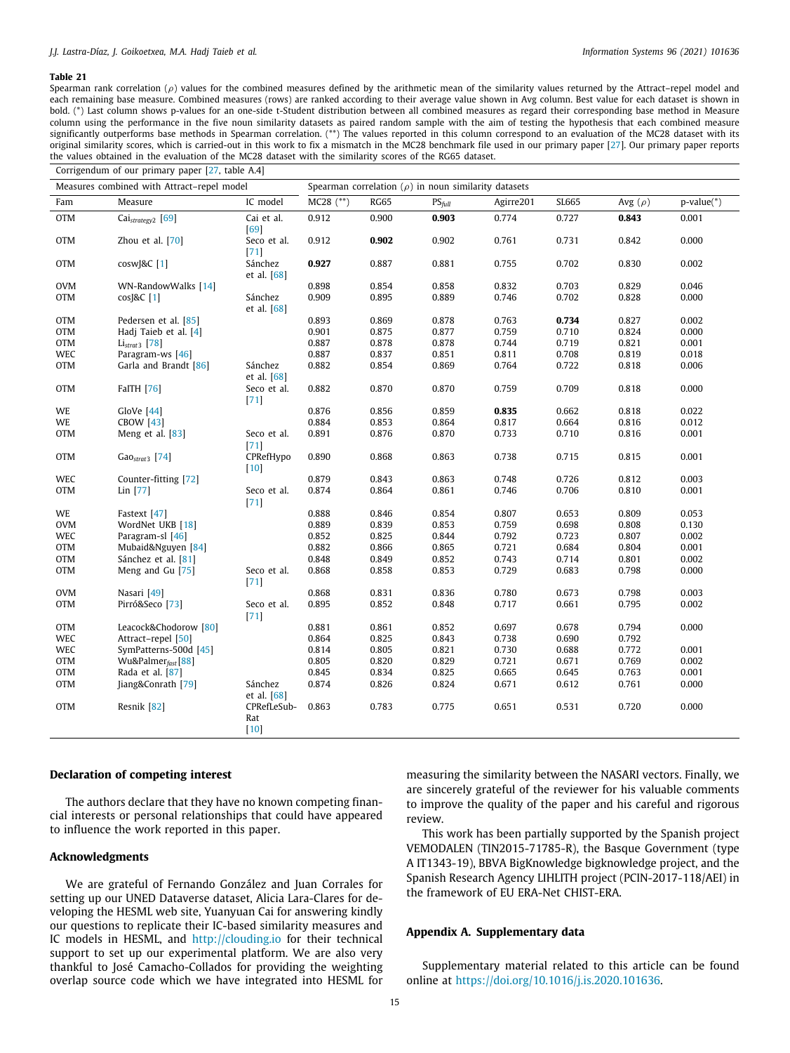**Table 21**
Spearman rank correlation ($\rho$) values for the combined measures defined by the arithmetic mean of the similarity values returned by the Attract–repel model and each remaining base measure. Combined measures (rows) are ranked according to their average value shown in Avg column. Best value for each dataset is shown in bold. (*) Last column shows p-values for an one-side t-Student distribution between all combined measures as regard their corresponding base method in Measure column using the performance in the five noun similarity datasets as paired random sample with the aim of testing the hypothesis that each combined measure significantly outperforms base methods in Spearman correlation. (**) The values reported in this column correspond to an evaluation of the MC28 dataset with its original similarity scores, which is carried-out in this work to fix a mismatch in the MC28 benchmark file used in our primary paper [27]. Our primary paper reports the values obtained in the evaluation of the MC28 dataset with the similarity scores of the RG65 dataset.

| Corrigendum of our primary paper [27, table A.4] | | | | | | | | | |
|---|---|---|---|---|---|---|---|---|---|
| Measures combined with Attract–repel model | | | Spearman correlation ($\rho$) in noun similarity datasets | | | | | | |
| Fam | Measure | IC model | MC28 (**) | RG65 | $PS_{full}$ | Agirre201 | SL665 | Avg ($\rho$) | p-value(*) |
| OTM | $Cai_{strategy2}$ [69] | Cai et al. [69] | 0.912 | 0.900 | **0.903** | 0.774 | 0.727 | **0.843** | 0.001 |
| OTM | Zhou et al. [70] | Seco et al. [71] | 0.912 | **0.902** | 0.902 | 0.761 | 0.731 | 0.842 | 0.000 |
| OTM | coswJ&C [1] | Sánchez et al. [68] | **0.927** | 0.887 | 0.881 | 0.755 | 0.702 | 0.830 | 0.002 |
| OVM | WN-RandowWalks [14] | | 0.898 | 0.854 | 0.858 | 0.832 | 0.703 | 0.829 | 0.046 |
| OTM | cosJ&C [1] | Sánchez et al. [68] | 0.909 | 0.895 | 0.889 | 0.746 | 0.702 | 0.828 | 0.000 |
| OTM | Pedersen et al. [85] | | 0.893 | 0.869 | 0.878 | 0.763 | **0.734** | 0.827 | 0.002 |
| OTM | Hadj Taieb et al. [4] | | 0.901 | 0.875 | 0.877 | 0.759 | 0.710 | 0.824 | 0.000 |
| OTM | $Li_{strat3}$ [78] | | 0.887 | 0.878 | 0.878 | 0.744 | 0.719 | 0.821 | 0.001 |
| WEC | Paragram-ws [46] | | 0.887 | 0.837 | 0.851 | 0.811 | 0.708 | 0.819 | 0.018 |
| OTM | Garla and Brandt [86] | Sánchez et al. [68] | 0.882 | 0.854 | 0.869 | 0.764 | 0.722 | 0.818 | 0.006 |
| OTM | FaITH [76] | Seco et al. [71] | 0.882 | 0.870 | 0.870 | 0.759 | 0.709 | 0.818 | 0.000 |
| WE | GloVe [44] | | 0.876 | 0.856 | 0.859 | **0.835** | 0.662 | 0.818 | 0.022 |
| WE | CBOW [43] | | 0.884 | 0.853 | 0.864 | 0.817 | 0.664 | 0.816 | 0.012 |
| OTM | Meng et al. [83] | Seco et al. [71] | 0.891 | 0.876 | 0.870 | 0.733 | 0.710 | 0.816 | 0.001 |
| OTM | $Gao_{strat3}$ [74] | CPRefHypo [10] | 0.890 | 0.868 | 0.863 | 0.738 | 0.715 | 0.815 | 0.001 |
| WEC | Counter-fitting [72] | | 0.879 | 0.843 | 0.863 | 0.748 | 0.726 | 0.812 | 0.003 |
| OTM | Lin [77] | Seco et al. [71] | 0.874 | 0.864 | 0.861 | 0.746 | 0.706 | 0.810 | 0.001 |
| WE | Fastext [47] | | 0.888 | 0.846 | 0.854 | 0.807 | 0.653 | 0.809 | 0.053 |
| OVM | WordNet UKB [18] | | 0.889 | 0.839 | 0.853 | 0.759 | 0.698 | 0.808 | 0.130 |
| WEC | Paragram-sl [46] | | 0.852 | 0.825 | 0.844 | 0.792 | 0.723 | 0.807 | 0.002 |
| OTM | Mubaid&Nguyen [84] | | 0.882 | 0.866 | 0.865 | 0.721 | 0.684 | 0.804 | 0.001 |
| OTM | Sánchez et al. [81] | | 0.848 | 0.849 | 0.852 | 0.743 | 0.714 | 0.801 | 0.002 |
| OTM | Meng and Gu [75] | Seco et al. [71] | 0.868 | 0.858 | 0.853 | 0.729 | 0.683 | 0.798 | 0.000 |
| OVM | Nasari [49] | | 0.868 | 0.831 | 0.836 | 0.780 | 0.673 | 0.798 | 0.003 |
| OTM | Pirró&Seco [73] | Seco et al. [71] | 0.895 | 0.852 | 0.848 | 0.717 | 0.661 | 0.795 | 0.002 |
| OTM | Leacock&Chodorow [80] | | 0.881 | 0.861 | 0.852 | 0.697 | 0.678 | 0.794 | 0.000 |
| WEC | Attract–repel [50] | | 0.864 | 0.825 | 0.843 | 0.738 | 0.690 | 0.792 | |
| WEC | SymPatterns-500d [45] | | 0.814 | 0.805 | 0.821 | 0.730 | 0.688 | 0.772 | 0.001 |
| OTM | $Wu\&Palmer_{fast}$ [88] | | 0.805 | 0.820 | 0.829 | 0.721 | 0.671 | 0.769 | 0.002 |
| OTM | Rada et al. [87] | | 0.845 | 0.834 | 0.825 | 0.665 | 0.645 | 0.763 | 0.001 |
| OTM | Jiang&Conrath [79] | Sánchez et al. [68] | 0.874 | 0.826 | 0.824 | 0.671 | 0.612 | 0.761 | 0.000 |
| OTM | Resnik [82] | CPRefLeSubRat [10] | 0.863 | 0.783 | 0.775 | 0.651 | 0.531 | 0.720 | 0.000 |

## Declaration of competing interest

The authors declare that they have no known competing financial interests or personal relationships that could have appeared to influence the work reported in this paper.

## Acknowledgments

We are grateful of Fernando González and Juan Corrales for setting up our UNED Dataverse dataset, Alicia Lara-Clares for developing the HESML web site, Yuanyuan Cai for answering kindly our questions to replicate their IC-based similarity measures and IC models in HESML, and http://clouding.io for their technical support to set up our experimental platform. We are also very thankful to José Camacho-Collados for providing the weighting overlap source code which we have integrated into HESML for measuring the similarity between the NASARI vectors. Finally, we are sincerely grateful of the reviewer for his valuable comments to improve the quality of the paper and his careful and rigorous review.

This work has been partially supported by the Spanish project VEMODALEN (TIN2015-71785-R), the Basque Government (type A IT1343-19), BBVA BigKnowledge bigknowledge project, and the Spanish Research Agency LIHLITH project (PCIN-2017-118/AEI) in the framework of EU ERA-Net CHIST-ERA.

## Appendix A. Supplementary data

Supplementary material related to this article can be found online at https://doi.org/10.1016/j.is.2020.101636.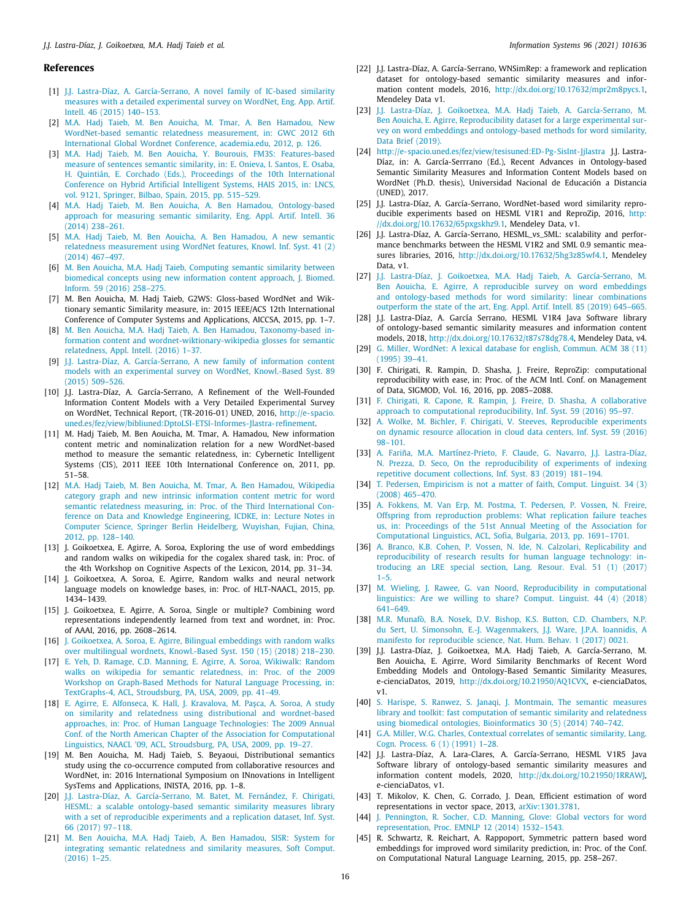## References

[1] J.J. Lastra-Díaz, A. García-Serrano, A novel family of IC-based similarity measures with a detailed experimental survey on WordNet, Eng. App. Artif. Intell. 46 (2015) 140–153.

[2] M.A. Hadj Taieb, M. Ben Aouicha, M. Tmar, A. Ben Hamadou, New WordNet-based semantic relatedness measurement, in: GWC 2012 6th International Global Wordnet Conference, academia.edu, 2012, p. 126.

[3] M.A. Hadj Taieb, M. Ben Aouicha, Y. Bourouis, FM3S: Features-based measure of sentences semantic similarity, in: E. Onieva, I. Santos, E. Osaba, H. Quintián, E. Corchado (Eds.), Proceedings of the 10th International Conference on Hybrid Artificial Intelligent Systems, HAIS 2015, in: LNCS, vol. 9121, Springer, Bilbao, Spain, 2015, pp. 515–529.

[4] M.A. Hadj Taieb, M. Ben Aouicha, A. Ben Hamadou, Ontology-based approach for measuring semantic similarity, Eng. Appl. Artif. Intell. 36 (2014) 238–261.

[5] M.A. Hadj Taieb, M. Ben Aouicha, A. Ben Hamadou, A new semantic relatedness measurement using WordNet features, Knowl. Inf. Syst. 41 (2) (2014) 467–497.

[6] M. Ben Aouicha, M.A. Hadj Taieb, Computing semantic similarity between biomedical concepts using new information content approach, J. Biomed. Inform. 59 (2016) 258–275.

[7] M. Ben Aouicha, M. Hadj Taieb, G2WS: Gloss-based WordNet and Wiktionary semantic Similarity measure, in: 2015 IEEE/ACS 12th International Conference of Computer Systems and Applications, AICCSA, 2015, pp. 1–7.

[8] M. Ben Aouicha, M.A. Hadj Taieb, A. Ben Hamadou, Taxonomy-based information content and wordnet-wiktionary-wikipedia glosses for semantic relatedness, Appl. Intell. (2016) 1–37.

[9] J.J. Lastra-Díaz, A. García-Serrano, A new family of information content models with an experimental survey on WordNet, Knowl.-Based Syst. 89 (2015) 509–526.

[10] J.J. Lastra-Díaz, A. García-Serrano, A Refinement of the Well-Founded Information Content Models with a Very Detailed Experimental Survey on WordNet, Technical Report, (TR-2016-01) UNED, 2016, http://e-spacio.uned.es/fez/view/bibliuned:DptoLSI-ETSI-Informes-Jlastra-refinement.

[11] M. Hadj Taieb, M. Ben Aouicha, M. Tmar, A. Hamadou, New information content metric and nominalization relation for a new WordNet-based method to measure the semantic relatedness, in: Cybernetic Intelligent Systems (CIS), 2011 IEEE 10th International Conference on, 2011, pp. 51–58.

[12] M.A. Hadj Taieb, M. Ben Aouicha, M. Tmar, A. Ben Hamadou, Wikipedia category graph and new intrinsic information content metric for word semantic relatedness measuring, in: Proc. of the Third International Conference on Data and Knowledge Engineering, ICDKE, in: Lecture Notes in Computer Science, Springer Berlin Heidelberg, Wuyishan, Fujian, China, 2012, pp. 128–140.

[13] J. Goikoetxea, E. Agirre, A. Soroa, Exploring the use of word embeddings and random walks on wikipedia for the cogalex shared task, in: Proc. of the 4th Workshop on Cognitive Aspects of the Lexicon, 2014, pp. 31–34.

[14] J. Goikoetxea, A. Soroa, E. Agirre, Random walks and neural network language models on knowledge bases, in: Proc. of HLT-NAACL, 2015, pp. 1434–1439.

[15] J. Goikoetxea, E. Agirre, A. Soroa, Single or multiple? Combining word representations independently learned from text and wordnet, in: Proc. of AAAI, 2016, pp. 2608–2614.

[16] J. Goikoetxea, A. Soroa, E. Agirre, Bilingual embeddings with random walks over multilingual wordnets, Knowl.-Based Syst. 150 (15) (2018) 218–230.

[17] E. Yeh, D. Ramage, C.D. Manning, E. Agirre, A. Soroa, Wikiwalk: Random walks on wikipedia for semantic relatedness, in: Proc. of the 2009 Workshop on Graph-Based Methods for Natural Language Processing, in: TextGraphs-4, ACL, Stroudsburg, PA, USA, 2009, pp. 41–49.

[18] E. Agirre, E. Alfonseca, K. Hall, J. Kravalova, M. Paşca, A. Soroa, A study on similarity and relatedness using distributional and wordnet-based approaches, in: Proc. of Human Language Technologies: The 2009 Annual Conf. of the North American Chapter of the Association for Computational Linguistics, NAACL '09, ACL, Stroudsburg, PA, USA, 2009, pp. 19–27.

[19] M. Ben Aouicha, M. Hadj Taieb, S. Beyaoui, Distributional semantics study using the co-occurrence computed from collaborative resources and WordNet, in: 2016 International Symposium on INnovations in Intelligent SysTems and Applications, INISTA, 2016, pp. 1–8.

[20] J.J. Lastra-Díaz, A. García-Serrano, M. Batet, M. Fernández, F. Chirigati, HESML: a scalable ontology-based semantic similarity measures library with a set of reproducible experiments and a replication dataset, Inf. Syst. 66 (2017) 97–118.

[21] M. Ben Aouicha, M.A. Hadj Taieb, A. Ben Hamadou, SISR: System for integrating semantic relatedness and similarity measures, Soft Comput. (2016) 1–25.

[22] J.J. Lastra-Díaz, A. García-Serrano, WNSimRep: a framework and replication dataset for ontology-based semantic similarity measures and information content models, 2016, http://dx.doi.org/10.17632/mpr2m8pycs.1, Mendeley Data v1.

[23] J.J. Lastra-Díaz, J. Goikoetxea, M.A. Hadj Taieb, A. García-Serrano, M. Ben Aouicha, E. Agirre, Reproducibility dataset for a large experimental survey on word embeddings and ontology-based methods for word similarity, Data Brief (2019).

[24] http://e-spacio.uned.es/fez/view/tesisuned:ED-Pg-SisInt-Jjlastra J.J. Lastra-Díaz, in: A. García-Serrrano (Ed.), Recent Advances in Ontology-based Semantic Similarity Measures and Information Content Models based on WordNet (Ph.D. thesis), Universidad Nacional de Educación a Distancia (UNED), 2017.

[25] J.J. Lastra-Díaz, A. García-Serrano, WordNet-based word similarity reproducible experiments based on HESML V1R1 and ReproZip, 2016, http://dx.doi.org/10.17632/65pxgskhz9.1, Mendeley Data, v1.

[26] J.J. Lastra-Díaz, A. García-Serrano, HESML_vs_SML: scalability and performance benchmarks between the HESML V1R2 and SML 0.9 semantic measures libraries, 2016, http://dx.doi.org/10.17632/5hg3z85wf4.1, Mendeley Data, v1.

[27] J.J. Lastra-Díaz, J. Goikoetxea, M.A. Hadj Taieb, A. García-Serrano, M. Ben Aouicha, E. Agirre, A reproducible survey on word embeddings and ontology-based methods for word similarity: linear combinations outperform the state of the art, Eng. Appl. Artif. Intell. 85 (2019) 645–665.

[28] J.J. Lastra-Díaz, A. García Serrano, HESML V1R4 Java Software library of ontology-based semantic similarity measures and information content models, 2018, http://dx.doi.org/10.17632/t87s78dg78.4, Mendeley Data, v4.

[29] G. Miller, WordNet: A lexical database for english, Commun. ACM 38 (11) (1995) 39–41.

[30] F. Chirigati, R. Rampin, D. Shasha, J. Freire, ReproZip: computational reproducibility with ease, in: Proc. of the ACM Intl. Conf. on Management of Data, SIGMOD, Vol. 16, 2016, pp. 2085–2088.

[31] F. Chirigati, R. Capone, R. Rampin, J. Freire, D. Shasha, A collaborative approach to computational reproducibility, Inf. Syst. 59 (2016) 95–97.

[32] A. Wolke, M. Bichler, F. Chirigati, V. Steeves, Reproducible experiments on dynamic resource allocation in cloud data centers, Inf. Syst. 59 (2016) 98–101.

[33] A. Fariña, M.A. Martínez-Prieto, F. Claude, G. Navarro, J.J. Lastra-Díaz, N. Prezza, D. Seco, On the reproducibility of experiments of indexing repetitive document collections, Inf. Syst. 83 (2019) 181–194.

[34] T. Pedersen, Empiricism is not a matter of faith, Comput. Linguist. 34 (3) (2008) 465–470.

[35] A. Fokkens, M. Van Erp, M. Postma, T. Pedersen, P. Vossen, N. Freire, Offspring from reproduction problems: What replication failure teaches us, in: Proceedings of the 51st Annual Meeting of the Association for Computational Linguistics, ACL, Sofia, Bulgaria, 2013, pp. 1691–1701.

[36] A. Branco, K.B. Cohen, P. Vossen, N. Ide, N. Calzolari, Replicability and reproducibility of research results for human language technology: introducing an LRE special section, Lang. Resour. Eval. 51 (1) (2017) 1–5.

[37] M. Wieling, J. Rawee, G. van Noord, Reproducibility in computational linguistics: Are we willing to share? Comput. Linguist. 44 (4) (2018) 641–649.

[38] M.R. Munafò, B.A. Nosek, D.V. Bishop, K.S. Button, C.D. Chambers, N.P. du Sert, U. Simonsohn, E.-J. Wagenmakers, J.J. Ware, J.P.A. Ioannidis, A manifesto for reproducible science, Nat. Hum. Behav. 1 (2017) 0021.

[39] J.J. Lastra-Díaz, J. Goikoetxea, M.A. Hadj Taieb, A. García-Serrano, M. Ben Aouicha, E. Agirre, Word Similarity Benchmarks of Recent Word Embedding Models and Ontology-Based Semantic Similarity Measures, e-cienciaDatos, 2019, http://dx.doi.org/10.21950/AQ1CVX, e-cienciaDatos, v1.

[40] S. Harispe, S. Ranwez, S. Janaqi, J. Montmain, The semantic measures library and toolkit: fast computation of semantic similarity and relatedness using biomedical ontologies, Bioinformatics 30 (5) (2014) 740–742.

[41] G.A. Miller, W.G. Charles, Contextual correlates of semantic similarity, Lang. Cogn. Process. 6 (1) (1991) 1–28.

[42] J.J. Lastra-Díaz, A. Lara-Clares, A. García-Serrano, HESML V1R5 Java Software library of ontology-based semantic similarity measures and information content models, 2020, http://dx.doi.org/10.21950/1RRAWJ, e-cienciaDatos, v1.

[43] T. Mikolov, K. Chen, G. Corrado, J. Dean, Efficient estimation of word representations in vector space, 2013, arXiv:1301.3781.

[44] J. Pennington, R. Socher, C.D. Manning, Glove: Global vectors for word representation, Proc. EMNLP 12 (2014) 1532–1543.

[45] R. Schwartz, R. Reichart, A. Rappoport, Symmetric pattern based word embeddings for improved word similarity prediction, in: Proc. of the Conf. on Computational Natural Language Learning, 2015, pp. 258–267.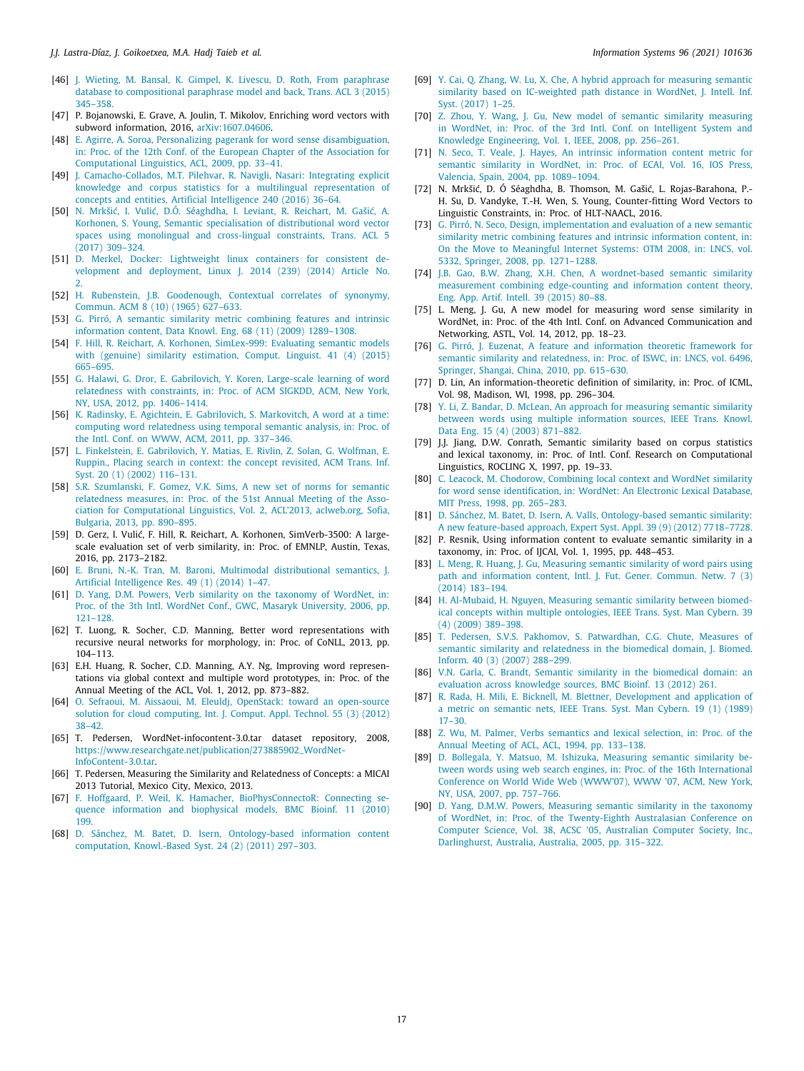[46] J. Wieting, M. Bansal, K. Gimpel, K. Livescu, D. Roth, From paraphrase database to compositional paraphrase model and back, Trans. ACL 3 (2015) 345–358.

[47] P. Bojanowski, E. Grave, A. Joulin, T. Mikolov, Enriching word vectors with subword information, 2016, arXiv:1607.04606.

[48] E. Agirre, A. Soroa, Personalizing pagerank for word sense disambiguation, in: Proc. of the 12th Conf. of the European Chapter of the Association for Computational Linguistics, ACL, 2009, pp. 33–41.

[49] J. Camacho-Collados, M.T. Pilehvar, R. Navigli, Nasari: Integrating explicit knowledge and corpus statistics for a multilingual representation of concepts and entities, Artificial Intelligence 240 (2016) 36–64.

[50] N. Mrkšić, I. Vulić, D.Ó. Séaghdha, I. Leviant, R. Reichart, M. Gašić, A. Korhonen, S. Young, Semantic specialisation of distributional word vector spaces using monolingual and cross-lingual constraints, Trans. ACL 5 (2017) 309–324.

[51] D. Merkel, Docker: Lightweight linux containers for consistent development and deployment, Linux J. 2014 (239) (2014) Article No. 2.

[52] H. Rubenstein, J.B. Goodenough, Contextual correlates of synonymy, Commun. ACM 8 (10) (1965) 627–633.

[53] G. Pirró, A semantic similarity metric combining features and intrinsic information content, Data Knowl. Eng. 68 (11) (2009) 1289–1308.

[54] F. Hill, R. Reichart, A. Korhonen, SimLex-999: Evaluating semantic models with (genuine) similarity estimation, Comput. Linguist. 41 (4) (2015) 665–695.

[55] G. Halawi, G. Dror, E. Gabrilovich, Y. Koren, Large-scale learning of word relatedness with constraints, in: Proc. of ACM SIGKDD, ACM, New York, NY, USA, 2012, pp. 1406–1414.

[56] K. Radinsky, E. Agichtein, E. Gabrilovich, S. Markovitch, A word at a time: computing word relatedness using temporal semantic analysis, in: Proc. of the Intl. Conf. on WWW, ACM, 2011, pp. 337–346.

[57] L. Finkelstein, E. Gabrilovich, Y. Matias, E. Rivlin, Z. Solan, G. Wolfman, E. Ruppin., Placing search in context: the concept revisited, ACM Trans. Inf. Syst. 20 (1) (2002) 116–131.

[58] S.R. Szumlanski, F. Gomez, V.K. Sims, A new set of norms for semantic relatedness measures, in: Proc. of the 51st Annual Meeting of the Association for Computational Linguistics, Vol. 2, ACL'2013, aclweb.org, Sofia, Bulgaria, 2013, pp. 890–895.

[59] D. Gerz, I. Vulić, F. Hill, R. Reichart, A. Korhonen, SimVerb-3500: A large-scale evaluation set of verb similarity, in: Proc. of EMNLP, Austin, Texas, 2016, pp. 2173–2182.

[60] E. Bruni, N.-K. Tran, M. Baroni, Multimodal distributional semantics, J. Artificial Intelligence Res. 49 (1) (2014) 1–47.

[61] D. Yang, D.M. Powers, Verb similarity on the taxonomy of WordNet, in: Proc. of the 3th Intl. WordNet Conf., GWC, Masaryk University, 2006, pp. 121–128.

[62] T. Luong, R. Socher, C.D. Manning, Better word representations with recursive neural networks for morphology, in: Proc. of CoNLL, 2013, pp. 104–113.

[63] E.H. Huang, R. Socher, C.D. Manning, A.Y. Ng, Improving word representations via global context and multiple word prototypes, in: Proc. of the Annual Meeting of the ACL, Vol. 1, 2012, pp. 873–882.

[64] O. Sefraoui, M. Aissaoui, M. Eleuldj, OpenStack: toward an open-source solution for cloud computing, Int. J. Comput. Appl. Technol. 55 (3) (2012) 38–42.

[65] T. Pedersen, WordNet-infocontent-3.0.tar dataset repository, 2008, https://www.researchgate.net/publication/273885902_WordNet-InfoContent-3.0.tar.

[66] T. Pedersen, Measuring the Similarity and Relatedness of Concepts: a MICAI 2013 Tutorial, Mexico City, Mexico, 2013.

[67] F. Hoffgaard, P. Weil, K. Hamacher, BioPhysConnectoR: Connecting sequence information and biophysical models, BMC Bioinf. 11 (2010) 199.

[68] D. Sánchez, M. Batet, D. Isern, Ontology-based information content computation, Knowl.-Based Syst. 24 (2) (2011) 297–303.

[69] Y. Cai, Q. Zhang, W. Lu, X. Che, A hybrid approach for measuring semantic similarity based on IC-weighted path distance in WordNet, J. Intell. Inf. Syst. (2017) 1–25.

[70] Z. Zhou, Y. Wang, J. Gu, New model of semantic similarity measuring in WordNet, in: Proc. of the 3rd Intl. Conf. on Intelligent System and Knowledge Engineering, Vol. 1, IEEE, 2008, pp. 256–261.

[71] N. Seco, T. Veale, J. Hayes, An intrinsic information content metric for semantic similarity in WordNet, in: Proc. of ECAI, Vol. 16, IOS Press, Valencia, Spain, 2004, pp. 1089–1094.

[72] N. Mrkšić, D. Ó Séaghdha, B. Thomson, M. Gašić, L. Rojas-Barahona, P.-H. Su, D. Vandyke, T.-H. Wen, S. Young, Counter-fitting Word Vectors to Linguistic Constraints, in: Proc. of HLT-NAACL, 2016.

[73] G. Pirró, N. Seco, Design, implementation and evaluation of a new semantic similarity metric combining features and intrinsic information content, in: On the Move to Meaningful Internet Systems: OTM 2008, in: LNCS, vol. 5332, Springer, 2008, pp. 1271–1288.

[74] J.B. Gao, B.W. Zhang, X.H. Chen, A wordnet-based semantic similarity measurement combining edge-counting and information content theory, Eng. App. Artif. Intell. 39 (2015) 80–88.

[75] L. Meng, J. Gu, A new model for measuring word sense similarity in WordNet, in: Proc. of the 4th Intl. Conf. on Advanced Communication and Networking, ASTL, Vol. 14, 2012, pp. 18–23.

[76] G. Pirró, J. Euzenat, A feature and information theoretic framework for semantic similarity and relatedness, in: Proc. of ISWC, in: LNCS, vol. 6496, Springer, Shangai, China, 2010, pp. 615–630.

[77] D. Lin, An information-theoretic definition of similarity, in: Proc. of ICML, Vol. 98, Madison, WI, 1998, pp. 296–304.

[78] Y. Li, Z. Bandar, D. McLean, An approach for measuring semantic similarity between words using multiple information sources, IEEE Trans. Knowl. Data Eng. 15 (4) (2003) 871–882.

[79] J.J. Jiang, D.W. Conrath, Semantic similarity based on corpus statistics and lexical taxonomy, in: Proc. of Intl. Conf. Research on Computational Linguistics, ROCLING X, 1997, pp. 19–33.

[80] C. Leacock, M. Chodorow, Combining local context and WordNet similarity for word sense identification, in: WordNet: An Electronic Lexical Database, MIT Press, 1998, pp. 265–283.

[81] D. Sánchez, M. Batet, D. Isern, A. Valls, Ontology-based semantic similarity: A new feature-based approach, Expert Syst. Appl. 39 (9) (2012) 7718–7728.

[82] P. Resnik, Using information content to evaluate semantic similarity in a taxonomy, in: Proc. of IJCAI, Vol. 1, 1995, pp. 448–453.

[83] L. Meng, R. Huang, J. Gu, Measuring semantic similarity of word pairs using path and information content, Intl. J. Fut. Gener. Commun. Netw. 7 (3) (2014) 183–194.

[84] H. Al-Mubaid, H. Nguyen, Measuring semantic similarity between biomedical concepts within multiple ontologies, IEEE Trans. Syst. Man Cybern. 39 (4) (2009) 389–398.

[85] T. Pedersen, S.V.S. Pakhomov, S. Patwardhan, C.G. Chute, Measures of semantic similarity and relatedness in the biomedical domain, J. Biomed. Inform. 40 (3) (2007) 288–299.

[86] V.N. Garla, C. Brandt, Semantic similarity in the biomedical domain: an evaluation across knowledge sources, BMC Bioinf. 13 (2012) 261.

[87] R. Rada, H. Mili, E. Bicknell, M. Blettner, Development and application of a metric on semantic nets, IEEE Trans. Syst. Man Cybern. 19 (1) (1989) 17–30.

[88] Z. Wu, M. Palmer, Verbs semantics and lexical selection, in: Proc. of the Annual Meeting of ACL, ACL, 1994, pp. 133–138.

[89] D. Bollegala, Y. Matsuo, M. Ishizuka, Measuring semantic similarity between words using web search engines, in: Proc. of the 16th International Conference on World Wide Web (WWW'07), WWW '07, ACM, New York, NY, USA, 2007, pp. 757–766.

[90] D. Yang, D.M.W. Powers, Measuring semantic similarity in the taxonomy of WordNet, in: Proc. of the Twenty-Eighth Australasian Conference on Computer Science, Vol. 38, ACSC '05, Australian Computer Society, Inc., Darlinghurst, Australia, Australia, 2005, pp. 315–322.